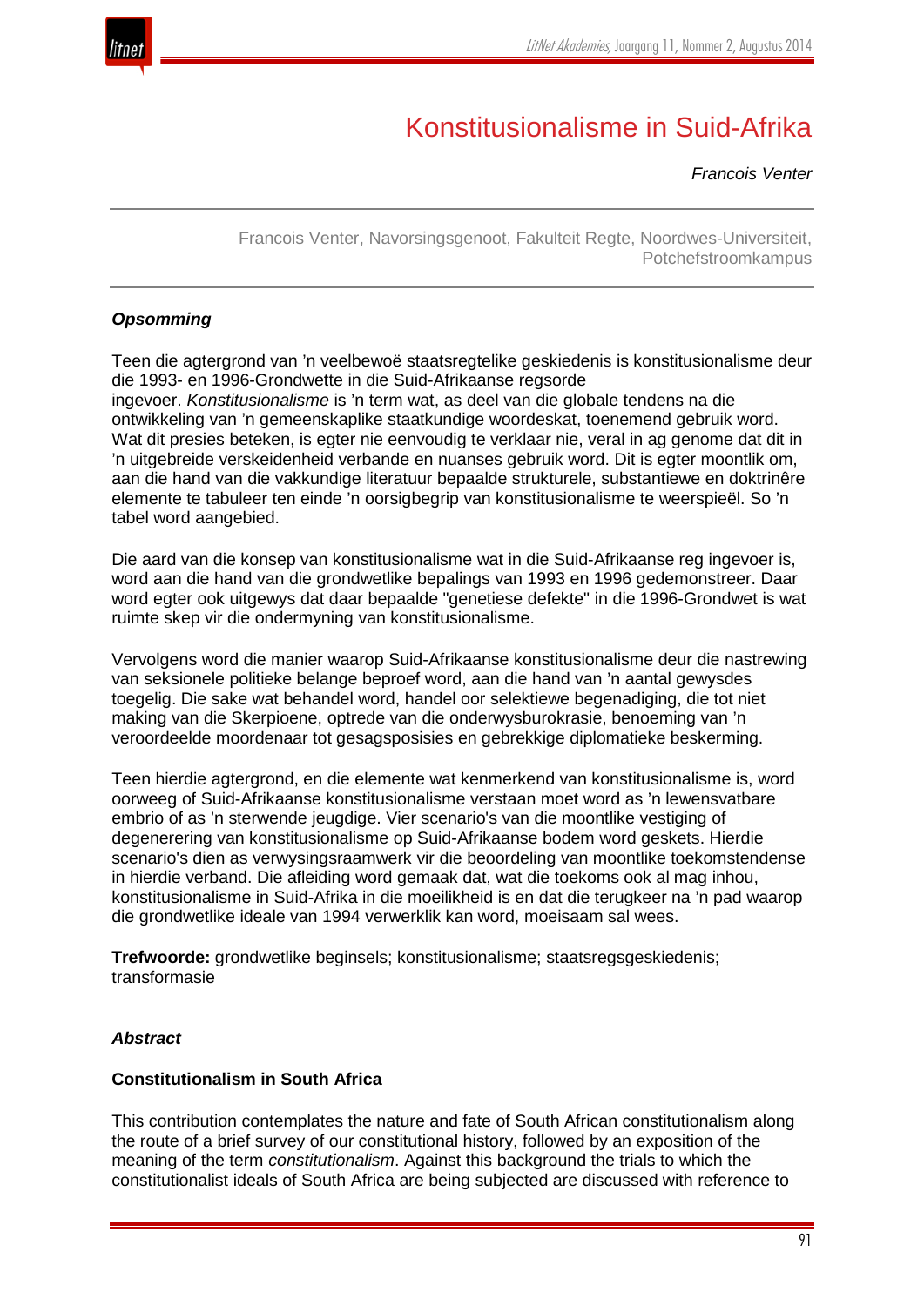# Konstitusionalisme in Suid-Afrika

*Francois Venter*

Francois Venter, Navorsingsgenoot, Fakulteit Regte, Noordwes-Universiteit, Potchefstroomkampus

### *Opsomming*

Teen die agtergrond van 'n veelbewoë staatsregtelike geskiedenis is konstitusionalisme deur die 1993- en 1996-Grondwette in die Suid-Afrikaanse regsorde ingevoer. *Konstitusionalisme* is 'n term wat, as deel van die globale tendens na die ontwikkeling van 'n gemeenskaplike staatkundige woordeskat, toenemend gebruik word. Wat dit presies beteken, is egter nie eenvoudig te verklaar nie, veral in ag genome dat dit in 'n uitgebreide verskeidenheid verbande en nuanses gebruik word. Dit is egter moontlik om, aan die hand van die vakkundige literatuur bepaalde strukturele, substantiewe en doktrinêre elemente te tabuleer ten einde 'n oorsigbegrip van konstitusionalisme te weerspieël. So 'n tabel word aangebied.

Die aard van die konsep van konstitusionalisme wat in die Suid-Afrikaanse reg ingevoer is, word aan die hand van die grondwetlike bepalings van 1993 en 1996 gedemonstreer. Daar word egter ook uitgewys dat daar bepaalde "genetiese defekte" in die 1996-Grondwet is wat ruimte skep vir die ondermyning van konstitusionalisme.

Vervolgens word die manier waarop Suid-Afrikaanse konstitusionalisme deur die nastrewing van seksionele politieke belange beproef word, aan die hand van 'n aantal gewysdes toegelig. Die sake wat behandel word, handel oor selektiewe begenadiging, die tot niet making van die Skerpioene, optrede van die onderwysburokrasie, benoeming van 'n veroordeelde moordenaar tot gesagsposisies en gebrekkige diplomatieke beskerming.

Teen hierdie agtergrond, en die elemente wat kenmerkend van konstitusionalisme is, word oorweeg of Suid-Afrikaanse konstitusionalisme verstaan moet word as 'n lewensvatbare embrio of as 'n sterwende jeugdige. Vier scenario's van die moontlike vestiging of degenerering van konstitusionalisme op Suid-Afrikaanse bodem word geskets. Hierdie scenario's dien as verwysingsraamwerk vir die beoordeling van moontlike toekomstendense in hierdie verband. Die afleiding word gemaak dat, wat die toekoms ook al mag inhou, konstitusionalisme in Suid-Afrika in die moeilikheid is en dat die terugkeer na 'n pad waarop die grondwetlike ideale van 1994 verwerklik kan word, moeisaam sal wees.

**Trefwoorde:** grondwetlike beginsels; konstitusionalisme; staatsregsgeskiedenis; transformasie

### *Abstract*

**Constitutionalism in South Africa**

This contribution contemplates the nature and fate of South African constitutionalism along the route of a brief survey of our constitutional history, followed by an exposition of the meaning of the term *constitutionalism*. Against this background the trials to which the constitutionalist ideals of South Africa are being subjected are discussed with reference to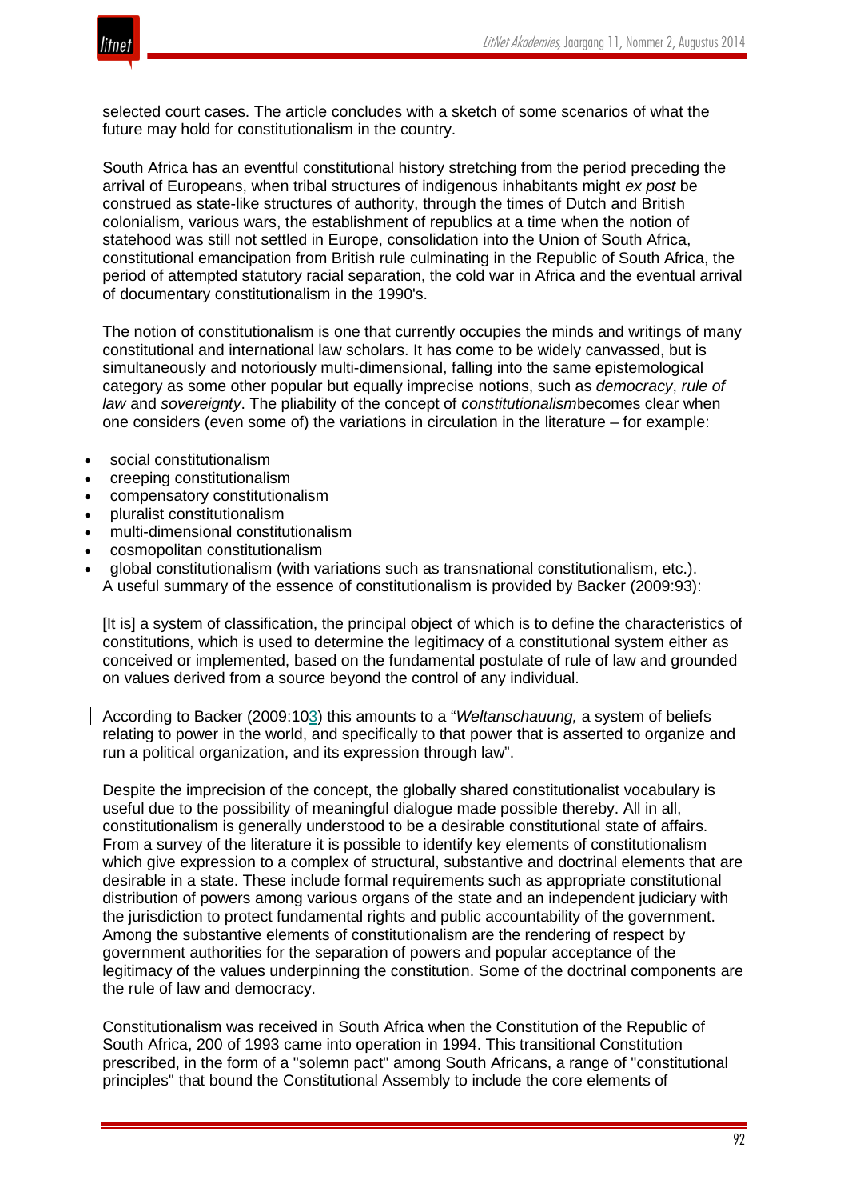selected court cases. The article concludes with a sketch of some scenarios of what the future may hold for constitutionalism in the country.

South Africa has an eventful constitutional history stretching from the period preceding the arrival of Europeans, when tribal structures of indigenous inhabitants might *ex post* be construed as state-like structures of authority, through the times of Dutch and British colonialism, various wars, the establishment of republics at a time when the notion of statehood was still not settled in Europe, consolidation into the Union of South Africa, constitutional emancipation from British rule culminating in the Republic of South Africa, the period of attempted statutory racial separation, the cold war in Africa and the eventual arrival of documentary constitutionalism in the 1990's.

The notion of constitutionalism is one that currently occupies the minds and writings of many constitutional and international law scholars. It has come to be widely canvassed, but is simultaneously and notoriously multi-dimensional, falling into the same epistemological category as some other popular but equally imprecise notions, such as *democracy*, *rule of law* and *sovereignty*. The pliability of the concept of *constitutionalism*becomes clear when one considers (even some of) the variations in circulation in the literature – for example:

- social constitutionalism
- creeping constitutionalism
- compensatory constitutionalism
- pluralist constitutionalism
- multi-dimensional constitutionalism
- cosmopolitan constitutionalism
- global constitutionalism (with variations such as transnational constitutionalism, etc.).

A useful summary of the essence of constitutionalism is provided by Backer (2009:93):

> [It is] a system of classification, the principal object of which is to define the characteristics of constitutions, which is used to determine the legitimacy of a constitutional system either as conceived or implemented, based on the fundamental postulate of rule of law and grounded on values derived from a source beyond the control of any individual.

According to Backer (2009:103) this amounts to a "*Weltanschauung,* a system of beliefs relating to power in the world, and specifically to that power that is asserted to organize and run a political organization, and its expression through law".

Despite the imprecision of the concept, the globally shared constitutionalist vocabulary is useful due to the possibility of meaningful dialogue made possible thereby. All in all, constitutionalism is generally understood to be a desirable constitutional state of affairs. From a survey of the literature it is possible to identify key elements of constitutionalism which give expression to a complex of structural, substantive and doctrinal elements that are desirable in a state. These include formal requirements such as appropriate constitutional distribution of powers among various organs of the state and an independent judiciary with the jurisdiction to protect fundamental rights and public accountability of the government. Among the substantive elements of constitutionalism are the rendering of respect by government authorities for the separation of powers and popular acceptance of the legitimacy of the values underpinning the constitution. Some of the doctrinal components are the rule of law and democracy.

Constitutionalism was received in South Africa when the Constitution of the Republic of South Africa, 200 of 1993 came into operation in 1994. This transitional Constitution prescribed, in the form of a "solemn pact" among South Africans, a range of "constitutional principles" that bound the Constitutional Assembly to include the core elements of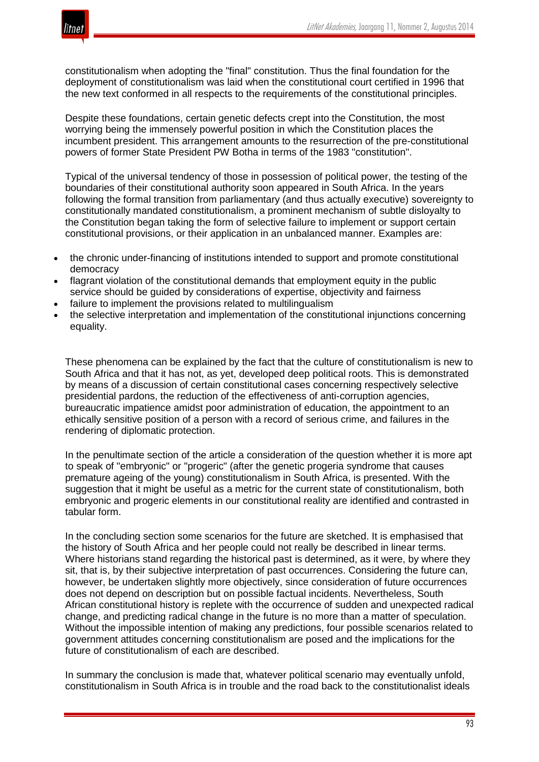constitutionalism when adopting the "final" constitution. Thus the final foundation for the deployment of constitutionalism was laid when the constitutional court certified in 1996 that the new text conformed in all respects to the requirements of the constitutional principles.

Despite these foundations, certain genetic defects crept into the Constitution, the most worrying being the immensely powerful position in which the Constitution places the incumbent president. This arrangement amounts to the resurrection of the pre-constitutional powers of former State President PW Botha in terms of the 1983 "constitution".

Typical of the universal tendency of those in possession of political power, the testing of the boundaries of their constitutional authority soon appeared in South Africa. In the years following the formal transition from parliamentary (and thus actually executive) sovereignty to constitutionally mandated constitutionalism, a prominent mechanism of subtle disloyalty to the Constitution began taking the form of selective failure to implement or support certain constitutional provisions, or their application in an unbalanced manner. Examples are:

- the chronic under-financing of institutions intended to support and promote constitutional democracy
- flagrant violation of the constitutional demands that employment equity in the public service should be guided by considerations of expertise, objectivity and fairness
- failure to implement the provisions related to multilingualism
- the selective interpretation and implementation of the constitutional injunctions concerning equality.

These phenomena can be explained by the fact that the culture of constitutionalism is new to South Africa and that it has not, as yet, developed deep political roots. This is demonstrated by means of a discussion of certain constitutional cases concerning respectively selective presidential pardons, the reduction of the effectiveness of anti-corruption agencies, bureaucratic impatience amidst poor administration of education, the appointment to an ethically sensitive position of a person with a record of serious crime, and failures in the rendering of diplomatic protection.

In the penultimate section of the article a consideration of the question whether it is more apt to speak of "embryonic" or "progeric" (after the genetic progeria syndrome that causes premature ageing of the young) constitutionalism in South Africa, is presented. With the suggestion that it might be useful as a metric for the current state of constitutionalism, both embryonic and progeric elements in our constitutional reality are identified and contrasted in tabular form.

In the concluding section some scenarios for the future are sketched. It is emphasised that the history of South Africa and her people could not really be described in linear terms. Where historians stand regarding the historical past is determined, as it were, by where they sit, that is, by their subjective interpretation of past occurrences. Considering the future can, however, be undertaken slightly more objectively, since consideration of future occurrences does not depend on description but on possible factual incidents. Nevertheless, South African constitutional history is replete with the occurrence of sudden and unexpected radical change, and predicting radical change in the future is no more than a matter of speculation. Without the impossible intention of making any predictions, four possible scenarios related to government attitudes concerning constitutionalism are posed and the implications for the future of constitutionalism of each are described.

In summary the conclusion is made that, whatever political scenario may eventually unfold, constitutionalism in South Africa is in trouble and the road back to the constitutionalist ideals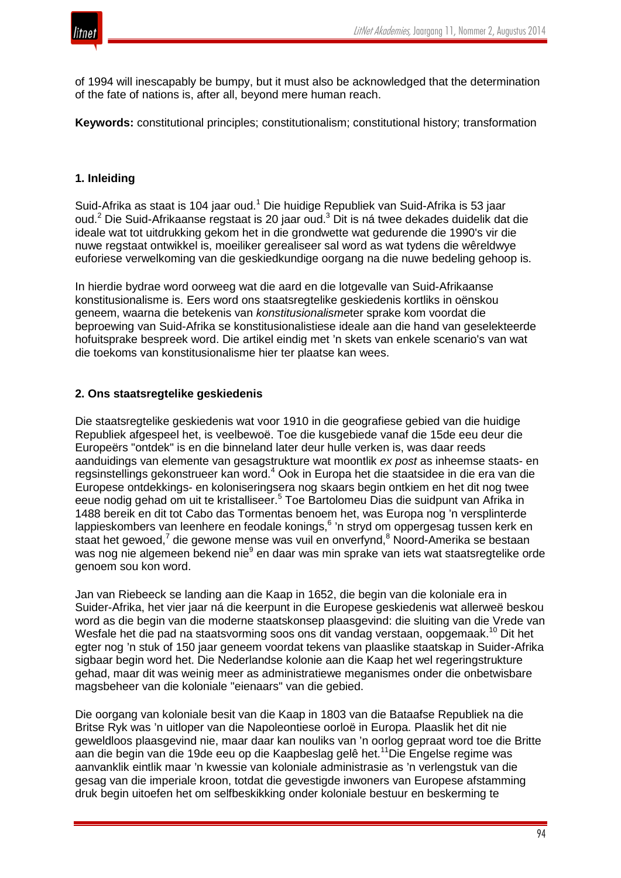of 1994 will inescapably be bumpy, but it must also be acknowledged that the determination of the fate of nations is, after all, beyond mere human reach.

**Keywords:** constitutional principles; constitutionalism; constitutional history; transformation

## 1. Inleiding

Suid-Afrika as staat is 104 jaar oud.[1] Die huidige Republiek van Suid-Afrika is 53 jaar oud.[2] Die Suid-Afrikaanse regstaat is 20 jaar oud.[3] Dit is ná twee dekades duidelik dat die ideale wat tot uitdrukking gekom het in die grondwette wat gedurende die 1990's vir die nuwe regstaat ontwikkel is, moeiliker gerealiseer sal word as wat tydens die wêreldwye euforiese verwelkoming van die geskiedkundige oorgang na die nuwe bedeling gehoop is.

In hierdie bydrae word oorweeg wat die aard en die lotgevalle van Suid-Afrikaanse konstitusionalisme is. Eers word ons staatsregtelike geskiedenis kortliks in oënskou geneem, waarna die betekenis van *konstitusionalisme*ter sprake kom voordat die beproewing van Suid-Afrika se konstitusionalistiese ideale aan die hand van geselekteerde hofuitsprake bespreek word. Die artikel eindig met 'n skets van enkele scenario's van wat die toekoms van konstitusionalisme hier ter plaatse kan wees.

## 2. Ons staatsregtelike geskiedenis

Die staatsregtelike geskiedenis wat voor 1910 in die geografiese gebied van die huidige Republiek afgespeel het, is veelbewoë. Toe die kusgebiede vanaf die 15de eeu deur die Europeërs "ontdek" is en die binneland later deur hulle verken is, was daar reeds aanduidings van elemente van gesagstrukture wat moontlik *ex post* as inheemse staats- en regsinstellings gekonstrueer kan word.[4] Ook in Europa het die staatsidee in die era van die Europese ontdekkings- en koloniseringsera nog skaars begin ontkiem en het dit nog twee eeue nodig gehad om uit te kristalliseer.[5] Toe Bartolomeu Dias die suidpunt van Afrika in 1488 bereik en dit tot Cabo das Tormentas benoem het, was Europa nog 'n versplinterde lappieskombers van leenhere en feodale konings,[6] 'n stryd om oppergesag tussen kerk en staat het gewoed,[7] die gewone mense was vuil en onverfynd,[8] Noord-Amerika se bestaan was nog nie algemeen bekend nie[9] en daar was min sprake van iets wat staatsregtelike orde genoem sou kon word.

Jan van Riebeeck se landing aan die Kaap in 1652, die begin van die koloniale era in Suider-Afrika, het vier jaar ná die keerpunt in die Europese geskiedenis wat allerweë beskou word as die begin van die moderne staatskonsep plaasgevind: die sluiting van die Vrede van Wesfale het die pad na staatsvorming soos ons dit vandag verstaan, oopgemaak.[10] Dit het egter nog 'n stuk of 150 jaar geneem voordat tekens van plaaslike staatskap in Suider-Afrika sigbaar begin word het. Die Nederlandse kolonie aan die Kaap het wel regeringstrukture gehad, maar dit was weinig meer as administratiewe meganismes onder die onbetwisbare magsbeheer van die koloniale "eienaars" van die gebied.

Die oorgang van koloniale besit van die Kaap in 1803 van die Bataafse Republiek na die Britse Ryk was 'n uitloper van die Napoleontiese oorloë in Europa. Plaaslik het dit nie geweldloos plaasgevind nie, maar daar kan nouliks van 'n oorlog gepraat word toe die Britte aan die begin van die 19de eeu op die Kaapbeslag gelê het.[11]Die Engelse regime was aanvanklik eintlik maar 'n kwessie van koloniale administrasie as 'n verlengstuk van die gesag van die imperiale kroon, totdat die gevestigde inwoners van Europese afstamming druk begin uitoefen het om selfbeskikking onder koloniale bestuur en beskerming te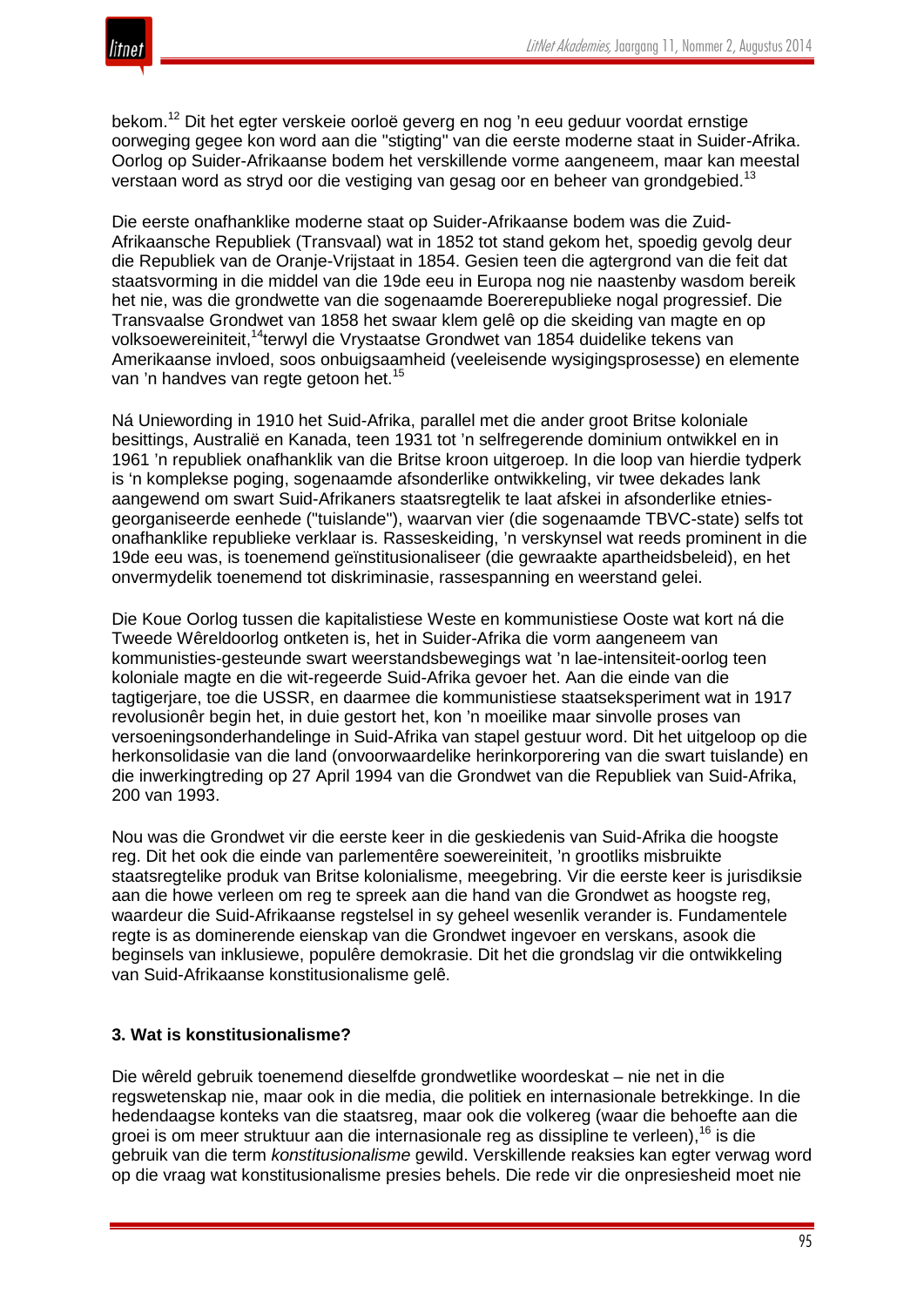bekom.[12] Dit het egter verskeie oorloë geverg en nog 'n eeu geduur voordat ernstige oorweging gegee kon word aan die "stigting" van die eerste moderne staat in Suider-Afrika. Oorlog op Suider-Afrikaanse bodem het verskillende vorme aangeneem, maar kan meestal verstaan word as stryd oor die vestiging van gesag oor en beheer van grondgebied.[13]

Die eerste onafhanklike moderne staat op Suider-Afrikaanse bodem was die Zuid-Afrikaansche Republiek (Transvaal) wat in 1852 tot stand gekom het, spoedig gevolg deur die Republiek van de Oranje-Vrijstaat in 1854. Gesien teen die agtergrond van die feit dat staatsvorming in die middel van die 19de eeu in Europa nog nie naastenby wasdom bereik het nie, was die grondwette van die sogenaamde Boererepublieke nogal progressief. Die Transvaalse Grondwet van 1858 het swaar klem gelê op die skeiding van magte en op volksoewereiniteit,[14]terwyl die Vrystaatse Grondwet van 1854 duidelike tekens van Amerikaanse invloed, soos onbuigsaamheid (veeleisende wysigingsprosesse) en elemente van 'n handves van regte getoon het.[15]

Ná Uniewording in 1910 het Suid-Afrika, parallel met die ander groot Britse koloniale besittings, Australië en Kanada, teen 1931 tot 'n selfregerende dominium ontwikkel en in 1961 'n republiek onafhanklik van die Britse kroon uitgeroep. In die loop van hierdie tydperk is 'n komplekse poging, sogenaamde afsonderlike ontwikkeling, vir twee dekades lank aangewend om swart Suid-Afrikaners staatsregtelik te laat afskei in afsonderlike etnies-georganiseerde eenhede ("tuislande"), waarvan vier (die sogenaamde TBVC-state) selfs tot onafhanklike republieke verklaar is. Rasseskeiding, 'n verskynsel wat reeds prominent in die 19de eeu was, is toenemend geïnstitusionaliseer (die gewraakte apartheidsbeleid), en het onvermydelik toenemend tot diskriminasie, rassespanning en weerstand gelei.

Die Koue Oorlog tussen die kapitalistiese Weste en kommunistiese Ooste wat kort ná die Tweede Wêreldoorlog ontketen is, het in Suider-Afrika die vorm aangeneem van kommunisties-gesteunde swart weerstandsbewegings wat 'n lae-intensiteit-oorlog teen koloniale magte en die wit-regeerde Suid-Afrika gevoer het. Aan die einde van die tagtigerjare, toe die USSR, en daarmee die kommunistiese staatseksperiment wat in 1917 revolusionêr begin het, in duie gestort het, kon 'n moeilike maar sinvolle proses van versoeningsonderhandelinge in Suid-Afrika van stapel gestuur word. Dit het uitgeloop op die herkonsolidasie van die land (onvoorwaardelike herinkorporering van die swart tuislande) en die inwerkingtreding op 27 April 1994 van die Grondwet van die Republiek van Suid-Afrika, 200 van 1993.

Nou was die Grondwet vir die eerste keer in die geskiedenis van Suid-Afrika die hoogste reg. Dit het ook die einde van parlementêre soewereiniteit, 'n grootliks misbruikte staatsregtelike produk van Britse kolonialisme, meegebring. Vir die eerste keer is jurisdiksie aan die howe verleen om reg te spreek aan die hand van die Grondwet as hoogste reg, waardeur die Suid-Afrikaanse regstelsel in sy geheel wesenlik verander is. Fundamentele regte is as dominerende eienskap van die Grondwet ingevoer en verskans, asook die beginsels van inklusiewe, populêre demokrasie. Dit het die grondslag vir die ontwikkeling van Suid-Afrikaanse konstitusionalisme gelê.

### 3. Wat is konstitusionalisme?

Die wêreld gebruik toenemend dieselfde grondwetlike woordeskat – nie net in die regswetenskap nie, maar ook in die media, die politiek en internasionale betrekkinge. In die hedendaagse konteks van die staatsreg, maar ook die volkereg (waar die behoefte aan die groei is om meer struktuur aan die internasionale reg as dissipline te verleen),[16] is die gebruik van die term *konstitusionalisme* gewild. Verskillende reaksies kan egter verwag word op die vraag wat konstitusionalisme presies behels. Die rede vir die onpresiesheid moet nie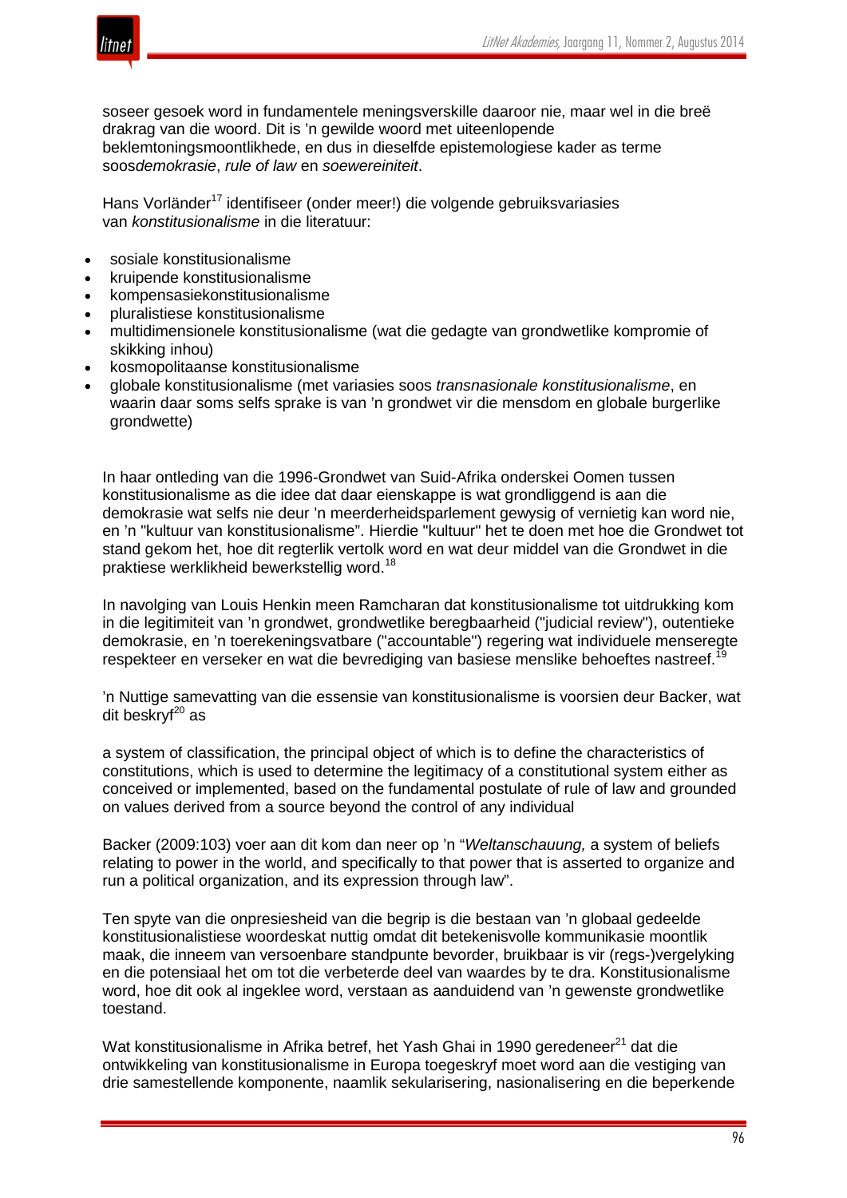soseer gesoek word in fundamentele meningsverskille daaroor nie, maar wel in die breë drakrag van die woord. Dit is ’n gewilde woord met uiteenlopende beklemtoningsmoontlikhede, en dus in dieselfde epistemologiese kader as terme soos*demokrasie*, *rule of law* en *soewereiniteit*.

Hans Vorländer[17] identifiseer (onder meer!) die volgende gebruiksvariasies van *konstitusionalisme* in die literatuur:

- sosiale konstitusionalisme
- kruipende konstitusionalisme
- kompensasiekonstitusionalisme
- pluralistiese konstitusionalisme
- multidimensionele konstitusionalisme (wat die gedagte van grondwetlike kompromie of skikking inhou)
- kosmopolitaanse konstitusionalisme
- globale konstitusionalisme (met variasies soos *transnasionale konstitusionalisme*, en waarin daar soms selfs sprake is van ’n grondwet vir die mensdom en globale burgerlike grondwette)

In haar ontleding van die 1996-Grondwet van Suid-Afrika onderskei Oomen tussen konstitusionalisme as die idee dat daar eienskappe is wat grondliggend is aan die demokrasie wat selfs nie deur ’n meerderheidsparlement gewysig of vernietig kan word nie, en ’n "kultuur van konstitusionalisme". Hierdie "kultuur" het te doen met hoe die Grondwet tot stand gekom het, hoe dit regterlik vertolk word en wat deur middel van die Grondwet in die praktiese werklikheid bewerkstellig word.[18]

In navolging van Louis Henkin meen Ramcharan dat konstitusionalisme tot uitdrukking kom in die legitimiteit van ’n grondwet, grondwetlike beregbaarheid ("judicial review"), outentieke demokrasie, en ’n toerekeningsvatbare ("accountable") regering wat individuele menseregte respekteer en verseker en wat die bevrediging van basiese menslike behoeftes nastreef.[19]

’n Nuttige samevatting van die essensie van konstitusionalisme is voorsien deur Backer, wat dit beskryf[20] as

a system of classification, the principal object of which is to define the characteristics of constitutions, which is used to determine the legitimacy of a constitutional system either as conceived or implemented, based on the fundamental postulate of rule of law and grounded on values derived from a source beyond the control of any individual

Backer (2009:103) voer aan dit kom dan neer op ’n "*Weltanschauung,* a system of beliefs relating to power in the world, and specifically to that power that is asserted to organize and run a political organization, and its expression through law".

Ten spyte van die onpresiesheid van die begrip is die bestaan van ’n globaal gedeelde konstitusionalistiese woordeskat nuttig omdat dit betekenisvolle kommunikasie moontlik maak, die inneem van versoenbare standpunte bevorder, bruikbaar is vir (regs-)vergelyking en die potensiaal het om tot die verbeterde deel van waardes by te dra. Konstitusionalisme word, hoe dit ook al ingeklee word, verstaan as aanduidend van ’n gewenste grondwetlike toestand.

Wat konstitusionalisme in Afrika betref, het Yash Ghai in 1990 geredeneer[21] dat die ontwikkeling van konstitusionalisme in Europa toegeskryf moet word aan die vestiging van drie samestellende komponente, naamlik sekularisering, nasionalisering en die beperkende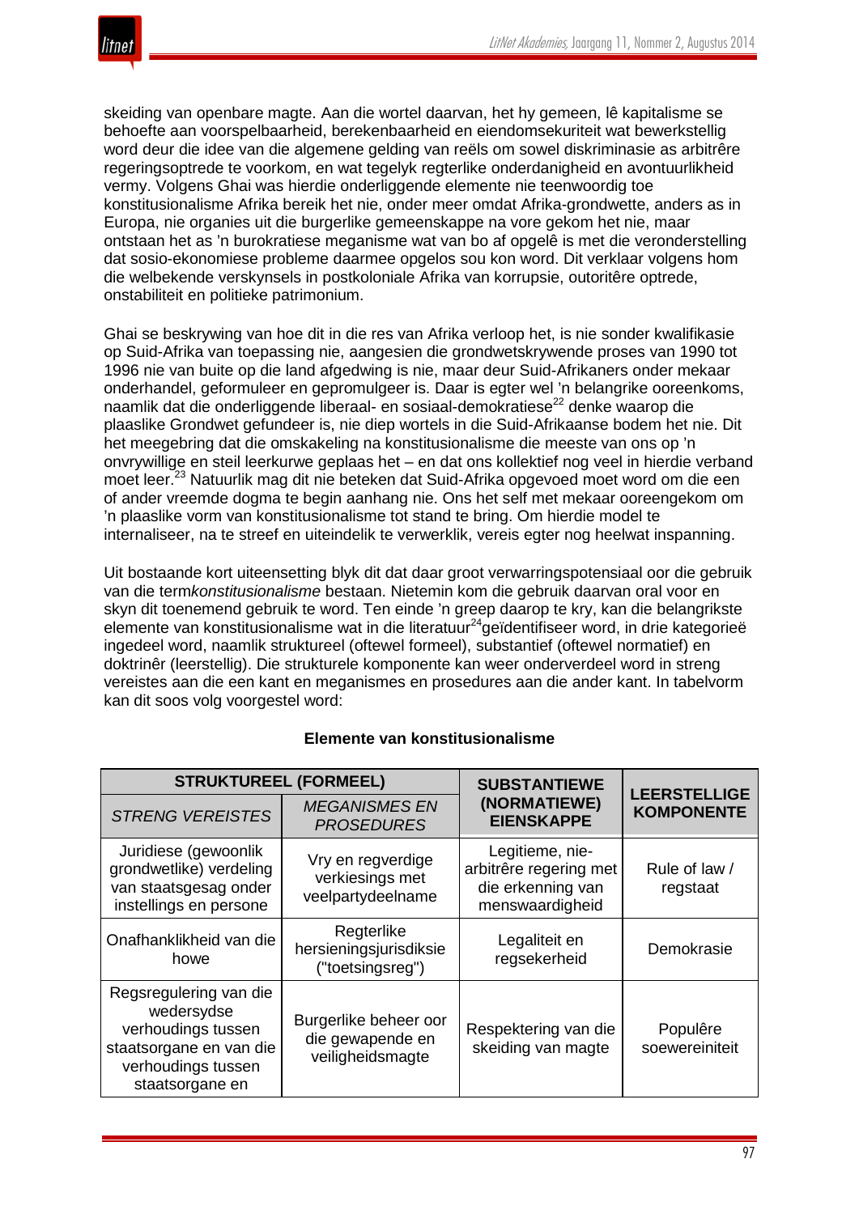skeiding van openbare magte. Aan die wortel daarvan, het hy gemeen, lê kapitalisme se behoefte aan voorspelbaarheid, berekenbaarheid en eiendomsekuriteit wat bewerkstellig word deur die idee van die algemene gelding van reëls om sowel diskriminasie as arbitrêre regeringsoptrede te voorkom, en wat tegelyk regterlike onderdanigheid en avontuurlikheid vermy. Volgens Ghai was hierdie onderliggende elemente nie teenwoordig toe konstitusionalisme Afrika bereik het nie, onder meer omdat Afrika-grondwette, anders as in Europa, nie organies uit die burgerlike gemeenskappe na vore gekom het nie, maar ontstaan het as 'n burokratiese meganisme wat van bo af opgelê is met die veronderstelling dat sosio-ekonomiese probleme daarmee opgelos sou kon word. Dit verklaar volgens hom die welbekende verskynsels in postkoloniale Afrika van korrupsie, outoritêre optrede, onstabiliteit en politieke patrimonium.

Ghai se beskrywing van hoe dit in die res van Afrika verloop het, is nie sonder kwalifikasie op Suid-Afrika van toepassing nie, aangesien die grondwetskrywende proses van 1990 tot 1996 nie van buite op die land afgedwing is nie, maar deur Suid-Afrikaners onder mekaar onderhandel, geformuleer en gepromulgeer is. Daar is egter wel 'n belangrike ooreenkoms, naamlik dat die onderliggende liberaal- en sosiaal-demokratiese[22] denke waarop die plaaslike Grondwet gefundeer is, nie diep wortels in die Suid-Afrikaanse bodem het nie. Dit het meegebring dat die omskakeling na konstitusionalisme die meeste van ons op 'n onvrywillige en steil leerkurwe geplaas het – en dat ons kollektief nog veel in hierdie verband moet leer.[23] Natuurlik mag dit nie beteken dat Suid-Afrika opgevoed moet word om die een of ander vreemde dogma te begin aanhang nie. Ons het self met mekaar ooreengekom om 'n plaaslike vorm van konstitusionalisme tot stand te bring. Om hierdie model te internaliseer, na te streef en uiteindelik te verwerklik, vereis egter nog heelwat inspanning.

Uit bostaande kort uiteensetting blyk dit dat daar groot verwarringspotensiaal oor die gebruik van die term*konstitusionalisme* bestaan. Nietemin kom die gebruik daarvan oral voor en skyn dit toenemend gebruik te word. Ten einde 'n greep daarop te kry, kan die belangrikste elemente van konstitusionalisme wat in die literatuur[24]geïdentifiseer word, in drie kategorieë ingedeel word, naamlik struktureel (oftewel formeel), substantief (oftewel normatief) en doktrinêr (leerstellig). Die strukturele komponente kan weer onderverdeel word in streng vereistes aan die een kant en meganismes en prosedures aan die ander kant. In tabelvorm kan dit soos volg voorgestel word:

**Elemente van konstitusionalisme**

| **STRUKTUREEL (FORMEEL)** | | **SUBSTANTIEWE (NORMATIEWE) EIENSKAPPE** | **LEERSTELLIGE KOMPONENTE** |
|---|---|---|---|
| *STRENG VEREISTES* | *MEGANISMES EN PROSEDURES* | | |
| Juridiese (gewoonlik grondwetlike) verdeling van staatsgesag onder instellings en persone | Vry en regverdige verkiesings met veelpartydeelname | Legitieme, nie-arbitrêre regering met die erkenning van menswaardigheid | Rule of law / regstaat |
| Onafhanklikheid van die howe | Regterlike hersieningsjurisdiksie ("toetsingsreg") | Legaliteit en regsekerheid | Demokrasie |
| Regsregulering van die wedersydse verhoudings tussen staatsorgane en van die verhoudings tussen staatsorgane en | Burgerlike beheer oor die gewapende en veiligheidsmagte | Respektering van die skeiding van magte | Populêre soewereiniteit |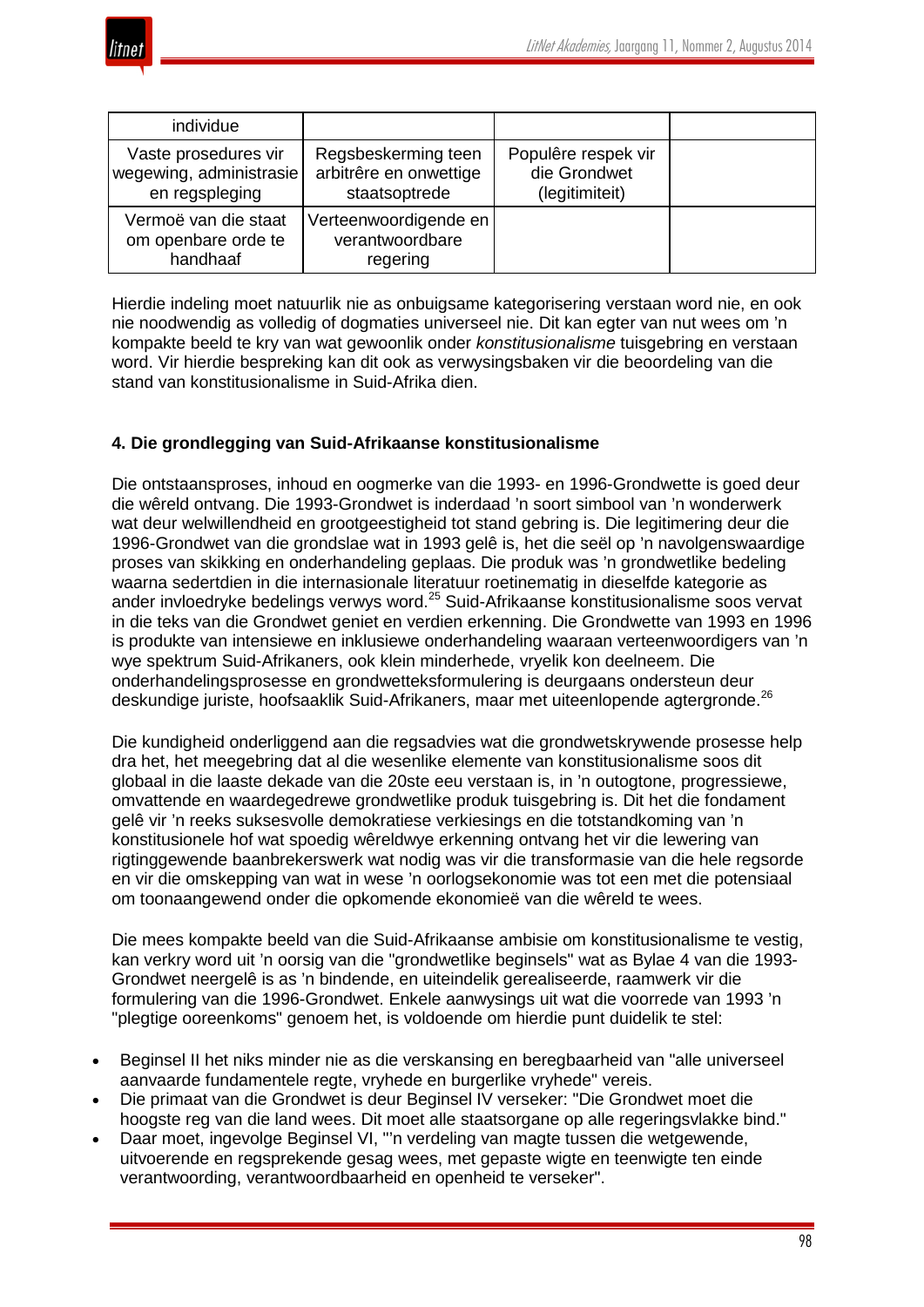| individue | | | |
| --- | --- | --- | --- |
| Vaste prosedures vir wegewing, administrasie en regspleging | Regsbeskerming teen arbitrêre en onwettige staatsoptrede | Populêre respek vir die Grondwet (legitimiteit) | |
| Vermoë van die staat om openbare orde te handhaaf | Verteenwoordigende en verantwoordbare regering | | |

Hierdie indeling moet natuurlik nie as onbuigsame kategorisering verstaan word nie, en ook nie noodwendig as volledig of dogmaties universeel nie. Dit kan egter van nut wees om 'n kompakte beeld te kry van wat gewoonlik onder *konstitusionalisme* tuisgebring en verstaan word. Vir hierdie bespreking kan dit ook as verwysingsbaken vir die beoordeling van die stand van konstitusionalisme in Suid-Afrika dien.

**4. Die grondlegging van Suid-Afrikaanse konstitusionalisme**

Die ontstaansproses, inhoud en oogmerke van die 1993- en 1996-Grondwette is goed deur die wêreld ontvang. Die 1993-Grondwet is inderdaad 'n soort simbool van 'n wonderwerk wat deur welwillendheid en grootgeestigheid tot stand gebring is. Die legitimering deur die 1996-Grondwet van die grondslae wat in 1993 gelê is, het die seël op 'n navolgenswaardige proses van skikking en onderhandeling geplaas. Die produk was 'n grondwetlike bedeling waarna sedertdien in die internasionale literatuur roetinematig in dieselfde kategorie as ander invloedryke bedelings verwys word.[25] Suid-Afrikaanse konstitusionalisme soos vervat in die teks van die Grondwet geniet en verdien erkenning. Die Grondwette van 1993 en 1996 is produkte van intensiewe en inklusiewe onderhandeling waaraan verteenwoordigers van 'n wye spektrum Suid-Afrikaners, ook klein minderhede, vryelik kon deelneem. Die onderhandelingsprosesse en grondwetteksformulering is deurgaans ondersteun deur deskundige juriste, hoofsaaklik Suid-Afrikaners, maar met uiteenlopende agtergronde.[26]

Die kundigheid onderliggend aan die regsadvies wat die grondwetskrywende prosesse help dra het, het meegebring dat al die wesenlike elemente van konstitusionalisme soos dit globaal in die laaste dekade van die 20ste eeu verstaan is, in 'n outogtone, progressiewe, omvattende en waardegedrewe grondwetlike produk tuisgebring is. Dit het die fondament gelê vir 'n reeks suksesvolle demokratiese verkiesings en die totstandkoming van 'n konstitusionele hof wat spoedig wêreldwye erkenning ontvang het vir die lewering van rigtinggewende baanbrekerswerk wat nodig was vir die transformasie van die hele regsorde en vir die omskepping van wat in wese 'n oorlogsekonomie was tot een met die potensiaal om toonaangewend onder die opkomende ekonomieë van die wêreld te wees.

Die mees kompakte beeld van die Suid-Afrikaanse ambisie om konstitusionalisme te vestig, kan verkry word uit 'n oorsig van die "grondwetlike beginsels" wat as Bylae 4 van die 1993-Grondwet neergelê is as 'n bindende, en uiteindelik gerealiseerde, raamwerk vir die formulering van die 1996-Grondwet. Enkele aanwysings uit wat die voorrede van 1993 'n "plegtige ooreenkoms" genoem het, is voldoende om hierdie punt duidelik te stel:

- Beginsel II het niks minder nie as die verskansing en beregbaarheid van "alle universeel aanvaarde fundamentele regte, vryhede en burgerlike vryhede" vereis.
- Die primaat van die Grondwet is deur Beginsel IV verseker: "Die Grondwet moet die hoogste reg van die land wees. Dit moet alle staatsorgane op alle regeringsvlakke bind."
- Daar moet, ingevolge Beginsel VI, "'n verdeling van magte tussen die wetgewende, uitvoerende en regsprekende gesag wees, met gepaste wigte en teenwigte ten einde verantwoording, verantwoordbaarheid en openheid te verseker".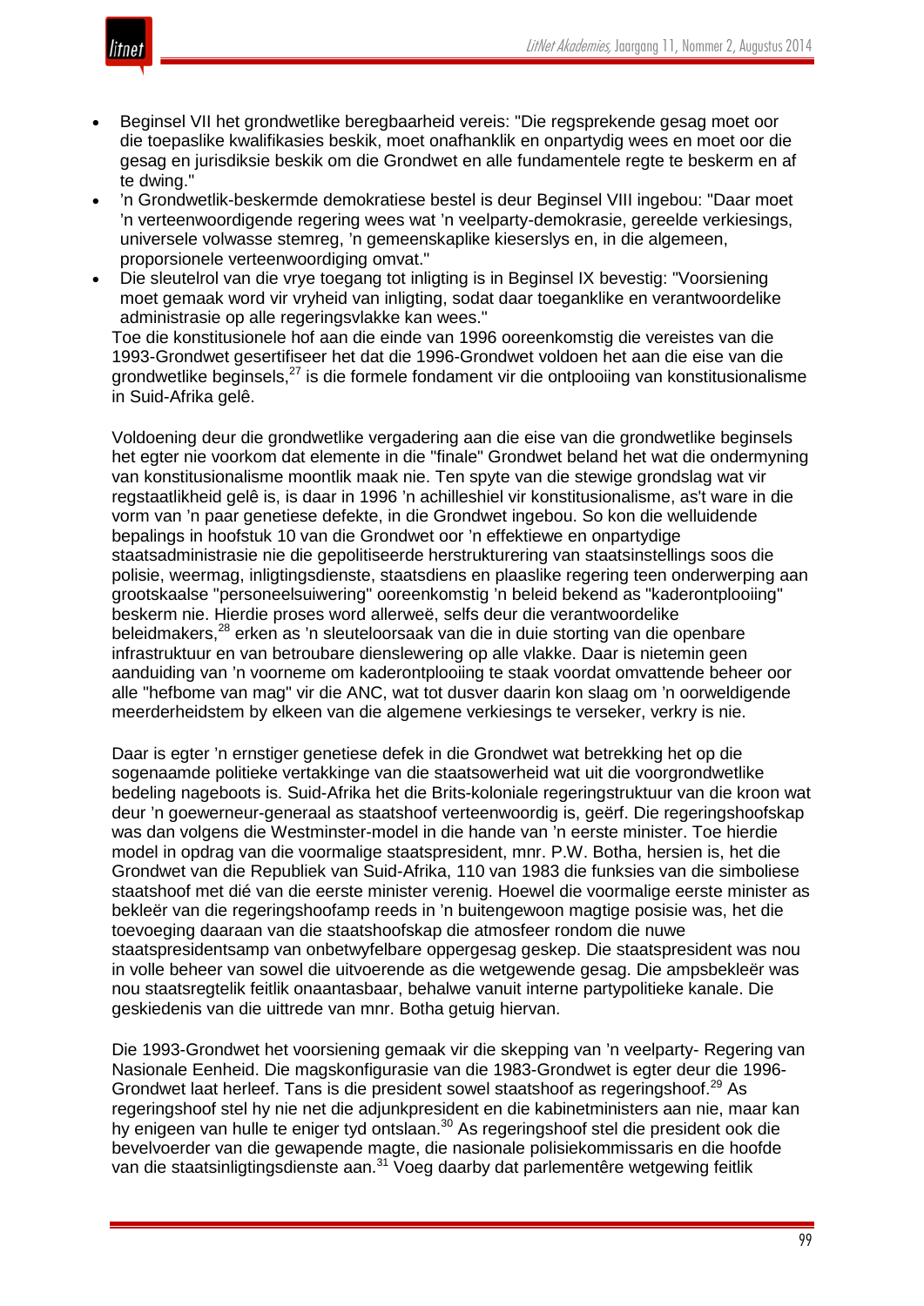- Beginsel VII het grondwetlike beregbaarheid vereis: "Die regsprekende gesag moet oor die toepaslike kwalifikasies beskik, moet onafhanklik en onpartydig wees en moet oor die gesag en jurisdiksie beskik om die Grondwet en alle fundamentele regte te beskerm en af te dwing."
- ’n Grondwetlik-beskermde demokratiese bestel is deur Beginsel VIII ingebou: "Daar moet ’n verteenwoordigende regering wees wat ’n veelparty-demokrasie, gereelde verkiesings, universele volwasse stemreg, ’n gemeenskaplike kieserslys en, in die algemeen, proporsionele verteenwoordiging omvat."
- Die sleutelrol van die vrye toegang tot inligting is in Beginsel IX bevestig: "Voorsiening moet gemaak word vir vryheid van inligting, sodat daar toeganklike en verantwoordelike administrasie op alle regeringsvlakke kan wees."

Toe die konstitusionele hof aan die einde van 1996 ooreenkomstig die vereistes van die 1993-Grondwet gesertifiseer het dat die 1996-Grondwet voldoen het aan die eise van die grondwetlike beginsels,[27] is die formele fondament vir die ontplooiing van konstitusionalisme in Suid-Afrika gelê.

Voldoening deur die grondwetlike vergadering aan die eise van die grondwetlike beginsels het egter nie voorkom dat elemente in die "finale" Grondwet beland het wat die ondermyning van konstitusionalisme moontlik maak nie. Ten spyte van die stewige grondslag wat vir regstaatlikheid gelê is, is daar in 1996 ’n achilleshiel vir konstitusionalisme, as't ware in die vorm van ’n paar genetiese defekte, in die Grondwet ingebou. So kon die welluidende bepalings in hoofstuk 10 van die Grondwet oor ’n effektiewe en onpartydige staatsadministrasie nie die gepolitiseerde herstrukturering van staatsinstellings soos die polisie, weermag, inligtingsdienste, staatsdiens en plaaslike regering teen onderwerping aan grootskaalse "personeelsuiwering" ooreenkomstig ’n beleid bekend as "kaderontplooiing" beskerm nie. Hierdie proses word allerweë, selfs deur die verantwoordelike beleidmakers,[28] erken as ’n sleuteloorsaak van die in duie storting van die openbare infrastruktuur en van betroubare dienslewering op alle vlakke. Daar is nietemin geen aanduiding van ’n voorneme om kaderontplooiing te staak voordat omvattende beheer oor alle "hefbome van mag" vir die ANC, wat tot dusver daarin kon slaag om ’n oorweldigende meerderheidstem by elkeen van die algemene verkiesings te verseker, verkry is nie.

Daar is egter ’n ernstiger genetiese defek in die Grondwet wat betrekking het op die sogenaamde politieke vertakkinge van die staatsowerheid wat uit die voorgrondwetlike bedeling nageboots is. Suid-Afrika het die Brits-koloniale regeringstruktuur van die kroon wat deur ’n goewerneur-generaal as staatshoof verteenwoordig is, geërf. Die regeringshoofskap was dan volgens die Westminster-model in die hande van ’n eerste minister. Toe hierdie model in opdrag van die voormalige staatspresident, mnr. P.W. Botha, hersien is, het die Grondwet van die Republiek van Suid-Afrika, 110 van 1983 die funksies van die simboliese staatshoof met dié van die eerste minister verenig. Hoewel die voormalige eerste minister as bekleër van die regeringshoofamp reeds in ’n buitengewoon magtige posisie was, het die toevoeging daaraan van die staatshoofskap die atmosfeer rondom die nuwe staatspresidentsamp van onbetwyfelbare oppergesag geskep. Die staatspresident was nou in volle beheer van sowel die uitvoerende as die wetgewende gesag. Die ampsbekleër was nou staatsregtelik feitlik onaantasbaar, behalwe vanuit interne partypolitieke kanale. Die geskiedenis van die uittrede van mnr. Botha getuig hiervan.

Die 1993-Grondwet het voorsiening gemaak vir die skepping van ’n veelparty- Regering van Nasionale Eenheid. Die magskonfigurasie van die 1983-Grondwet is egter deur die 1996-Grondwet laat herleef. Tans is die president sowel staatshoof as regeringshoof.[29] As regeringshoof stel hy nie net die adjunkpresident en die kabinetministers aan nie, maar kan hy enigeen van hulle te eniger tyd ontslaan.[30] As regeringshoof stel die president ook die bevelvoerder van die gewapende magte, die nasionale polisiekommissaris en die hoofde van die staatsinligtingsdienste aan.[31] Voeg daarby dat parlementêre wetgewing feitlik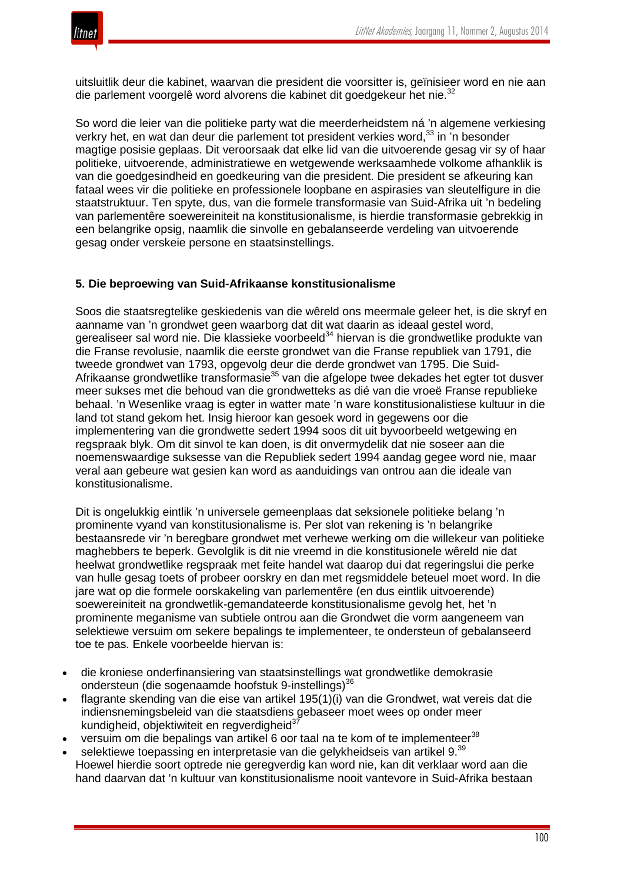uitsluitlik deur die kabinet, waarvan die president die voorsitter is, geïnisieer word en nie aan die parlement voorgelê word alvorens die kabinet dit goedgekeur het nie.[32]

So word die leier van die politieke party wat die meerderheidstem ná 'n algemene verkiesing verkry het, en wat dan deur die parlement tot president verkies word,[33] in 'n besonder magtige posisie geplaas. Dit veroorsaak dat elke lid van die uitvoerende gesag vir sy of haar politieke, uitvoerende, administratiewe en wetgewende werksaamhede volkome afhanklik is van die goedgesindheid en goedkeuring van die president. Die president se afkeuring kan fataal wees vir die politieke en professionele loopbane en aspirasies van sleutelfigure in die staatstruktuur. Ten spyte, dus, van die formele transformasie van Suid-Afrika uit 'n bedeling van parlementêre soewereiniteit na konstitusionalisme, is hierdie transformasie gebrekkig in een belangrike opsig, naamlik die sinvolle en gebalanseerde verdeling van uitvoerende gesag onder verskeie persone en staatsinstellings.

## 5. Die beproewing van Suid-Afrikaanse konstitusionalisme

Soos die staatsregtelike geskiedenis van die wêreld ons meermale geleer het, is die skryf en aanname van 'n grondwet geen waarborg dat dit wat daarin as ideaal gestel word, gerealiseer sal word nie. Die klassieke voorbeeld[34] hiervan is die grondwetlike produkte van die Franse revolusie, naamlik die eerste grondwet van die Franse republiek van 1791, die tweede grondwet van 1793, opgevolg deur die derde grondwet van 1795. Die Suid-Afrikaanse grondwetlike transformasie[35] van die afgelope twee dekades het egter tot dusver meer sukses met die behoud van die grondwetteks as dié van die vroeë Franse republieke behaal. 'n Wesenlike vraag is egter in watter mate 'n ware konstitusionalistiese kultuur in die land tot stand gekom het. Insig hieroor kan gesoek word in gegewens oor die implementering van die grondwette sedert 1994 soos dit uit byvoorbeeld wetgewing en regspraak blyk. Om dit sinvol te kan doen, is dit onvermydelik dat nie soseer aan die noemenswaardige suksesse van die Republiek sedert 1994 aandag gegee word nie, maar veral aan gebeure wat gesien kan word as aanduidings van ontrou aan die ideale van konstitusionalisme.

Dit is ongelukkig eintlik 'n universele gemeenplaas dat seksionele politieke belang 'n prominente vyand van konstitusionalisme is. Per slot van rekening is 'n belangrike bestaansrede vir 'n beregbare grondwet met verhewe werking om die willekeur van politieke maghebbers te beperk. Gevolglik is dit nie vreemd in die konstitusionele wêreld nie dat heelwat grondwetlike regspraak met feite handel wat daarop dui dat regeringslui die perke van hulle gesag toets of probeer oorskry en dan met regsmiddele beteuel moet word. In die jare wat op die formele oorskakeling van parlementêre (en dus eintlik uitvoerende) soewereiniteit na grondwetlik-gemandateerde konstitusionalisme gevolg het, het 'n prominente meganisme van subtiele ontrou aan die Grondwet die vorm aangeneem van selektiewe versuim om sekere bepalings te implementeer, te ondersteun of gebalanseerd toe te pas. Enkele voorbeelde hiervan is:

- die kroniese onderfinansiering van staatsinstellings wat grondwetlike demokrasie ondersteun (die sogenaamde hoofstuk 9-instellings)[36]
- flagrante skending van die eise van artikel 195(1)(i) van die Grondwet, wat vereis dat die indiensnemingsbeleid van die staatsdiens gebaseer moet wees op onder meer kundigheid, objektiwiteit en regverdigheid[37]
- versuim om die bepalings van artikel 6 oor taal na te kom of te implementeer[38]
- selektiewe toepassing en interpretasie van die gelykheidseis van artikel 9.[39]

Hoewel hierdie soort optrede nie geregverdig kan word nie, kan dit verklaar word aan die hand daarvan dat 'n kultuur van konstitusionalisme nooit vantevore in Suid-Afrika bestaan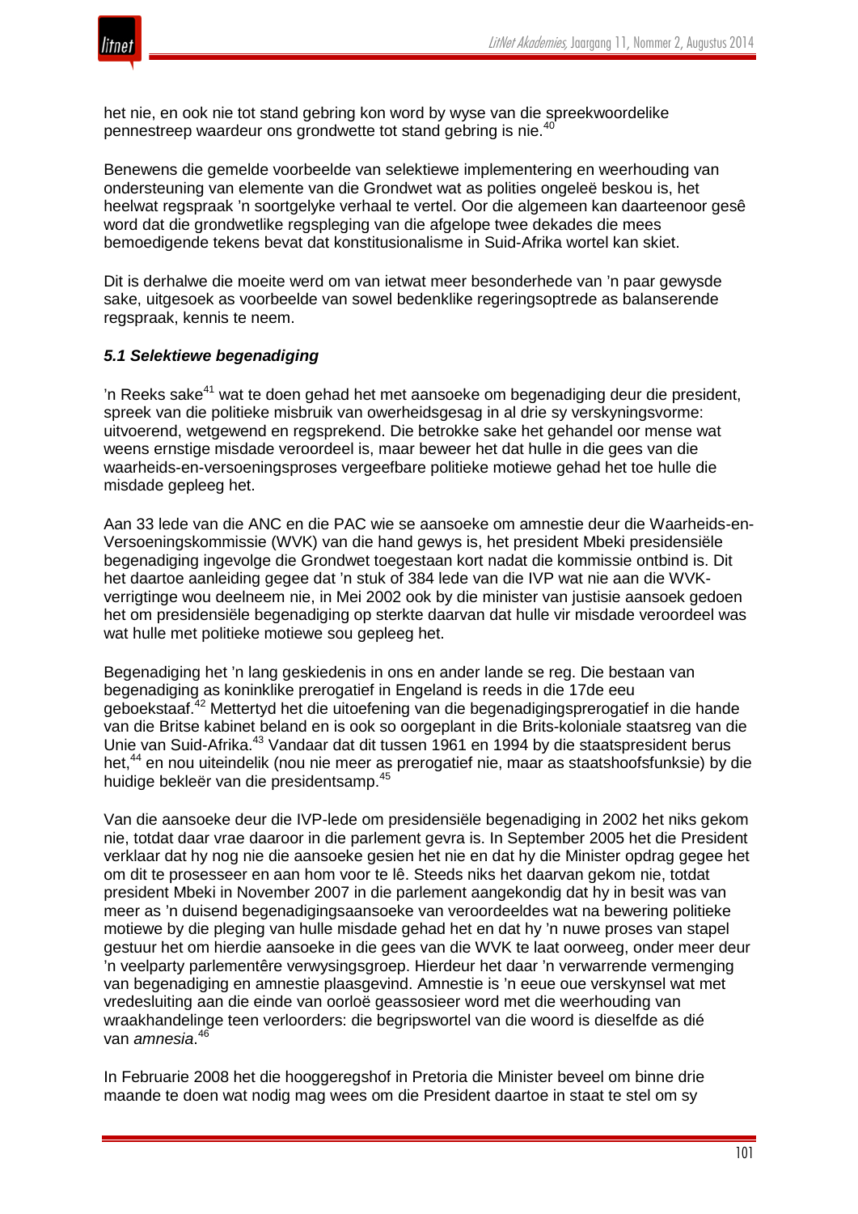het nie, en ook nie tot stand gebring kon word by wyse van die spreekwoordelike pennestreep waardeur ons grondwette tot stand gebring is nie.[40]

Benewens die gemelde voorbeelde van selektiewe implementering en weerhouding van ondersteuning van elemente van die Grondwet wat as polities ongeleë beskou is, het heelwat regspraak 'n soortgelyke verhaal te vertel. Oor die algemeen kan daarteenoor gesê word dat die grondwetlike regspleging van die afgelope twee dekades die mees bemoedigende tekens bevat dat konstitusionalisme in Suid-Afrika wortel kan skiet.

Dit is derhalwe die moeite werd om van ietwat meer besonderhede van 'n paar gewysde sake, uitgesoek as voorbeelde van sowel bedenklike regeringsoptrede as balanserende regspraak, kennis te neem.

### *5.1 Selektiewe begenadiging*

'n Reeks sake[41] wat te doen gehad het met aansoeke om begenadiging deur die president, spreek van die politieke misbruik van owerheidsgesag in al drie sy verskyningsvorme: uitvoerend, wetgewend en regsprekend. Die betrokke sake het gehandel oor mense wat weens ernstige misdade veroordeel is, maar beweer het dat hulle in die gees van die waarheids-en-versoeningsproses vergeefbare politieke motiewe gehad het toe hulle die misdade gepleeg het.

Aan 33 lede van die ANC en die PAC wie se aansoeke om amnestie deur die Waarheids-en-Versoeningskommissie (WVK) van die hand gewys is, het president Mbeki presidensiële begenadiging ingevolge die Grondwet toegestaan kort nadat die kommissie ontbind is. Dit het daartoe aanleiding gegee dat 'n stuk of 384 lede van die IVP wat nie aan die WVK-verrigtinge wou deelneem nie, in Mei 2002 ook by die minister van justisie aansoek gedoen het om presidensiële begenadiging op sterkte daarvan dat hulle vir misdade veroordeel was wat hulle met politieke motiewe sou gepleeg het.

Begenadiging het 'n lang geskiedenis in ons en ander lande se reg. Die bestaan van begenadiging as koninklike prerogatief in Engeland is reeds in die 17de eeu geboekstaaf.[42] Mettertyd het die uitoefening van die begenadigingsprerogatief in die hande van die Britse kabinet beland en is ook so oorgeplant in die Brits-koloniale staatsreg van die Unie van Suid-Afrika.[43] Vandaar dat dit tussen 1961 en 1994 by die staatspresident berus het,[44] en nou uiteindelik (nou nie meer as prerogatief nie, maar as staatshoofsfunksie) by die huidige bekleër van die presidentsamp.[45]

Van die aansoeke deur die IVP-lede om presidensiële begenadiging in 2002 het niks gekom nie, totdat daar vrae daaroor in die parlement gevra is. In September 2005 het die President verklaar dat hy nog nie die aansoeke gesien het nie en dat hy die Minister opdrag gegee het om dit te prosesseer en aan hom voor te lê. Steeds niks het daarvan gekom nie, totdat president Mbeki in November 2007 in die parlement aangekondig dat hy in besit was van meer as 'n duisend begenadigingsaansoeke van veroordeeldes wat na bewering politieke motiewe by die pleging van hulle misdade gehad het en dat hy 'n nuwe proses van stapel gestuur het om hierdie aansoeke in die gees van die WVK te laat oorweeg, onder meer deur 'n veelparty parlementêre verwysingsgroep. Hierdeur het daar 'n verwarrende vermenging van begenadiging en amnestie plaasgevind. Amnestie is 'n eeue oue verskynsel wat met vredesluiting aan die einde van oorloë geassosieer word met die weerhouding van wraakhandelinge teen verloorders: die begripswortel van die woord is dieselfde as dié van *amnesia*.[46]

In Februarie 2008 het die hooggeregshof in Pretoria die Minister beveel om binne drie maande te doen wat nodig mag wees om die President daartoe in staat te stel om sy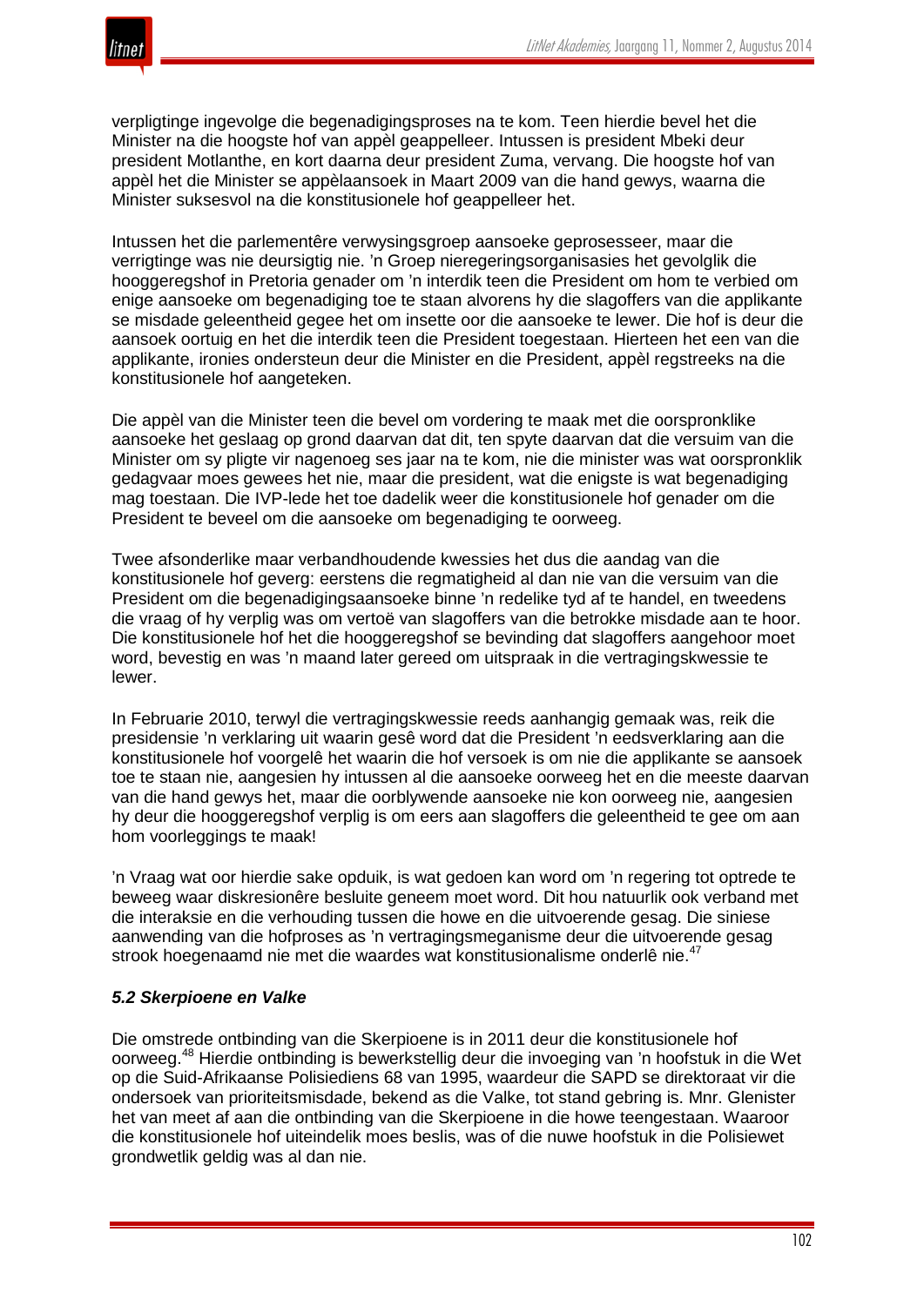verpligtinge ingevolge die begenadigingsproses na te kom. Teen hierdie bevel het die Minister na die hoogste hof van appèl geappelleer. Intussen is president Mbeki deur president Motlanthe, en kort daarna deur president Zuma, vervang. Die hoogste hof van appèl het die Minister se appèlaansoek in Maart 2009 van die hand gewys, waarna die Minister suksesvol na die konstitusionele hof geappelleer het.

Intussen het die parlementêre verwysingsgroep aansoeke geprosesseer, maar die verrigtinge was nie deursigtig nie. ’n Groep nieregeringsorganisasies het gevolglik die hooggeregshof in Pretoria genader om ’n interdik teen die President om hom te verbied om enige aansoeke om begenadiging toe te staan alvorens hy die slagoffers van die applikante se misdade geleentheid gegee het om insette oor die aansoeke te lewer. Die hof is deur die aansoek oortuig en het die interdik teen die President toegestaan. Hierteen het een van die applikante, ironies ondersteun deur die Minister en die President, appèl regstreeks na die konstitusionele hof aangeteken.

Die appèl van die Minister teen die bevel om vordering te maak met die oorspronklike aansoeke het geslaag op grond daarvan dat dit, ten spyte daarvan dat die versuim van die Minister om sy pligte vir nagenoeg ses jaar na te kom, nie die minister was wat oorspronklik gedagvaar moes gewees het nie, maar die president, wat die enigste is wat begenadiging mag toestaan. Die IVP-lede het toe dadelik weer die konstitusionele hof genader om die President te beveel om die aansoeke om begenadiging te oorweeg.

Twee afsonderlike maar verbandhoudende kwessies het dus die aandag van die konstitusionele hof geverg: eerstens die regmatigheid al dan nie van die versuim van die President om die begenadigingsaansoeke binne ’n redelike tyd af te handel, en tweedens die vraag of hy verplig was om vertoë van slagoffers van die betrokke misdade aan te hoor. Die konstitusionele hof het die hooggeregshof se bevinding dat slagoffers aangehoor moet word, bevestig en was ’n maand later gereed om uitspraak in die vertragingskwessie te lewer.

In Februarie 2010, terwyl die vertragingskwessie reeds aanhangig gemaak was, reik die presidensie ’n verklaring uit waarin gesê word dat die President ’n eedsverklaring aan die konstitusionele hof voorgelê het waarin die hof versoek is om nie die applikante se aansoek toe te staan nie, aangesien hy intussen al die aansoeke oorweeg het en die meeste daarvan van die hand gewys het, maar die oorblywende aansoeke nie kon oorweeg nie, aangesien hy deur die hooggeregshof verplig is om eers aan slagoffers die geleentheid te gee om aan hom voorleggings te maak!

’n Vraag wat oor hierdie sake opduik, is wat gedoen kan word om ’n regering tot optrede te beweeg waar diskresionêre besluite geneem moet word. Dit hou natuurlik ook verband met die interaksie en die verhouding tussen die howe en die uitvoerende gesag. Die siniese aanwending van die hofproses as ’n vertragingsmeganisme deur die uitvoerende gesag strook hoegenaamd nie met die waardes wat konstitusionalisme onderlê nie.[47]

### *5.2 Skerpioene en Valke*

Die omstrede ontbinding van die Skerpioene is in 2011 deur die konstitusionele hof oorweeg.[48] Hierdie ontbinding is bewerkstellig deur die invoeging van ’n hoofstuk in die Wet op die Suid-Afrikaanse Polisiediens 68 van 1995, waardeur die SAPD se direktoraat vir die ondersoek van prioriteitsmisdade, bekend as die Valke, tot stand gebring is. Mnr. Glenister het van meet af aan die ontbinding van die Skerpioene in die howe teengestaan. Waaroor die konstitusionele hof uiteindelik moes beslis, was of die nuwe hoofstuk in die Polisiewet grondwetlik geldig was al dan nie.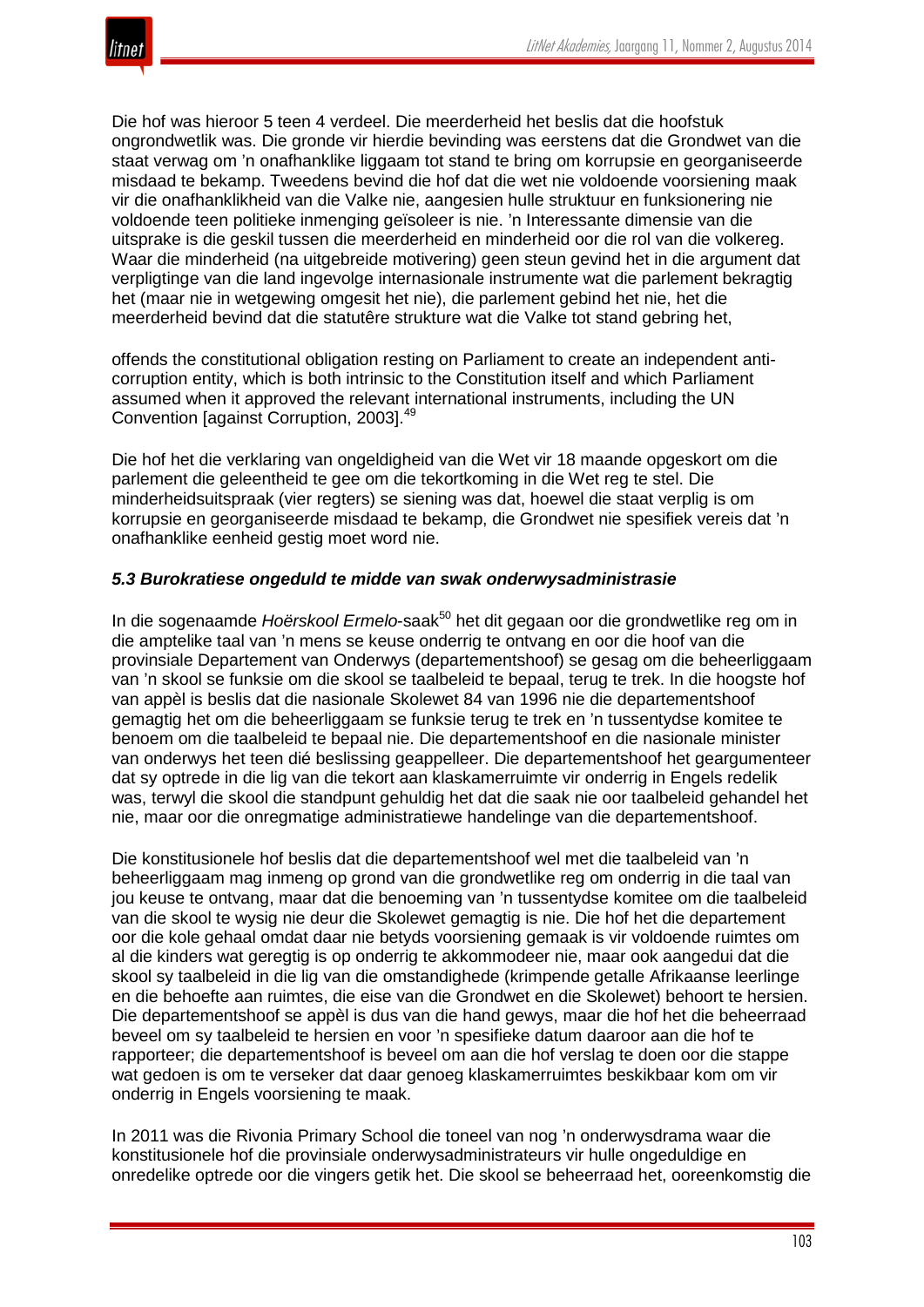Die hof was hieroor 5 teen 4 verdeel. Die meerderheid het beslis dat die hoofstuk ongrondwetlik was. Die gronde vir hierdie bevinding was eerstens dat die Grondwet van die staat verwag om 'n onafhanklike liggaam tot stand te bring om korrupsie en georganiseerde misdaad te bekamp. Tweedens bevind die hof dat die wet nie voldoende voorsiening maak vir die onafhanklikheid van die Valke nie, aangesien hulle struktuur en funksionering nie voldoende teen politieke inmenging geïsoleer is nie. 'n Interessante dimensie van die uitsprake is die geskil tussen die meerderheid en minderheid oor die rol van die volkereg. Waar die minderheid (na uitgebreide motivering) geen steun gevind het in die argument dat verpligtinge van die land ingevolge internasionale instrumente wat die parlement bekragtig het (maar nie in wetgewing omgesit het nie), die parlement gebind het nie, het die meerderheid bevind dat die statutêre strukture wat die Valke tot stand gebring het,

offends the constitutional obligation resting on Parliament to create an independent anti-corruption entity, which is both intrinsic to the Constitution itself and which Parliament assumed when it approved the relevant international instruments, including the UN Convention [against Corruption, 2003].[49]

Die hof het die verklaring van ongeldigheid van die Wet vir 18 maande opgeskort om die parlement die geleentheid te gee om die tekortkoming in die Wet reg te stel. Die minderheidsuitspraak (vier regters) se siening was dat, hoewel die staat verplig is om korrupsie en georganiseerde misdaad te bekamp, die Grondwet nie spesifiek vereis dat 'n onafhanklike eenheid gestig moet word nie.

### *5.3 Burokratiese ongeduld te midde van swak onderwysadministrasie*

In die sogenaamde *Hoërskool Ermelo*-saak[50] het dit gegaan oor die grondwetlike reg om in die amptelike taal van 'n mens se keuse onderrig te ontvang en oor die hoof van die provinsiale Departement van Onderwys (departementshoof) se gesag om die beheerliggaam van 'n skool se funksie om die skool se taalbeleid te bepaal, terug te trek. In die hoogste hof van appèl is beslis dat die nasionale Skolewet 84 van 1996 nie die departementshoof gemagtig het om die beheerliggaam se funksie terug te trek en 'n tussentydse komitee te benoem om die taalbeleid te bepaal nie. Die departementshoof en die nasionale minister van onderwys het teen dié beslissing geappelleer. Die departementshoof het geargumenteer dat sy optrede in die lig van die tekort aan klaskamerruimte vir onderrig in Engels redelik was, terwyl die skool die standpunt gehuldig het dat die saak nie oor taalbeleid gehandel het nie, maar oor die onregmatige administratiewe handelinge van die departementshoof.

Die konstitusionele hof beslis dat die departementshoof wel met die taalbeleid van 'n beheerliggaam mag inmeng op grond van die grondwetlike reg om onderrig in die taal van jou keuse te ontvang, maar dat die benoeming van 'n tussentydse komitee om die taalbeleid van die skool te wysig nie deur die Skolewet gemagtig is nie. Die hof het die departement oor die kole gehaal omdat daar nie betyds voorsiening gemaak is vir voldoende ruimtes om al die kinders wat geregtig is op onderrig te akkommodeer nie, maar ook aangedui dat die skool sy taalbeleid in die lig van die omstandighede (krimpende getalle Afrikaanse leerlinge en die behoefte aan ruimtes, die eise van die Grondwet en die Skolewet) behoort te hersien. Die departementshoof se appèl is dus van die hand gewys, maar die hof het die beheerraad beveel om sy taalbeleid te hersien en voor 'n spesifieke datum daaroor aan die hof te rapporteer; die departementshoof is beveel om aan die hof verslag te doen oor die stappe wat gedoen is om te verseker dat daar genoeg klaskamerruimtes beskikbaar kom om vir onderrig in Engels voorsiening te maak.

In 2011 was die Rivonia Primary School die toneel van nog 'n onderwysdrama waar die konstitusionele hof die provinsiale onderwysadministrateurs vir hulle ongeduldige en onredelike optrede oor die vingers getik het. Die skool se beheerraad het, ooreenkomstig die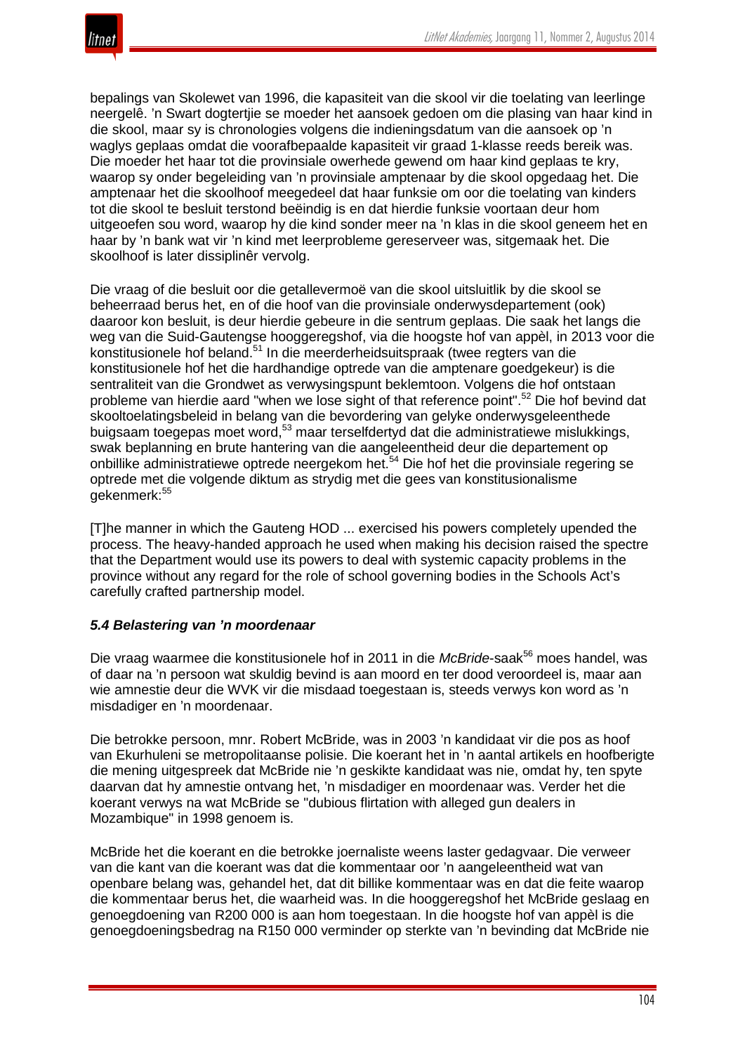bepalings van Skolewet van 1996, die kapasiteit van die skool vir die toelating van leerlinge neergelê. 'n Swart dogtertjie se moeder het aansoek gedoen om die plasing van haar kind in die skool, maar sy is chronologies volgens die indieningsdatum van die aansoek op 'n waglys geplaas omdat die voorafbepaalde kapasiteit vir graad 1-klasse reeds bereik was. Die moeder het haar tot die provinsiale owerhede gewend om haar kind geplaas te kry, waarop sy onder begeleiding van 'n provinsiale amptenaar by die skool opgedaag het. Die amptenaar het die skoolhoof meegedeel dat haar funksie om oor die toelating van kinders tot die skool te besluit terstond beëindig is en dat hierdie funksie voortaan deur hom uitgeoefen sou word, waarop hy die kind sonder meer na 'n klas in die skool geneem het en haar by 'n bank wat vir 'n kind met leerprobleme gereserveer was, sitgemaak het. Die skoolhoof is later dissiplinêr vervolg.

Die vraag of die besluit oor die getallevermoë van die skool uitsluitlik by die skool se beheerraad berus het, en of die hoof van die provinsiale onderwysdepartement (ook) daaroor kon besluit, is deur hierdie gebeure in die sentrum geplaas. Die saak het langs die weg van die Suid-Gautengse hooggeregshof, via die hoogste hof van appèl, in 2013 voor die konstitusionele hof beland.[51] In die meerderheidsuitspraak (twee regters van die konstitusionele hof het die hardhandige optrede van die amptenare goedgekeur) is die sentraliteit van die Grondwet as verwysingspunt beklemtoon. Volgens die hof ontstaan probleme van hierdie aard "when we lose sight of that reference point".[52] Die hof bevind dat skooltoelatingsbeleid in belang van die bevordering van gelyke onderwysgeleenthede buigsaam toegepas moet word,[53] maar terselfdertyd dat die administratiewe mislukkings, swak beplanning en brute hantering van die aangeleentheid deur die departement op onbillike administratiewe optrede neergekom het.[54] Die hof het die provinsiale regering se optrede met die volgende diktum as strydig met die gees van konstitusionalisme gekenmerk:[55]

> [T]he manner in which the Gauteng HOD ... exercised his powers completely upended the process. The heavy-handed approach he used when making his decision raised the spectre that the Department would use its powers to deal with systemic capacity problems in the province without any regard for the role of school governing bodies in the Schools Act's carefully crafted partnership model.

### *5.4 Belastering van 'n moordenaar*

Die vraag waarmee die konstitusionele hof in 2011 in die *McBride*-saak[56] moes handel, was of daar na 'n persoon wat skuldig bevind is aan moord en ter dood veroordeel is, maar aan wie amnestie deur die WVK vir die misdaad toegestaan is, steeds verwys kon word as 'n misdadiger en 'n moordenaar.

Die betrokke persoon, mnr. Robert McBride, was in 2003 'n kandidaat vir die pos as hoof van Ekurhuleni se metropolitaanse polisie. Die koerant het in 'n aantal artikels en hoofberigte die mening uitgespreek dat McBride nie 'n geskikte kandidaat was nie, omdat hy, ten spyte daarvan dat hy amnestie ontvang het, 'n misdadiger en moordenaar was. Verder het die koerant verwys na wat McBride se "dubious flirtation with alleged gun dealers in Mozambique" in 1998 genoem is.

McBride het die koerant en die betrokke joernaliste weens laster gedagvaar. Die verweer van die kant van die koerant was dat die kommentaar oor 'n aangeleentheid wat van openbare belang was, gehandel het, dat dit billike kommentaar was en dat die feite waarop die kommentaar berus het, die waarheid was. In die hooggeregshof het McBride geslaag en genoegdoening van R200 000 is aan hom toegestaan. In die hoogste hof van appèl is die genoegdoeningsbedrag na R150 000 verminder op sterkte van 'n bevinding dat McBride nie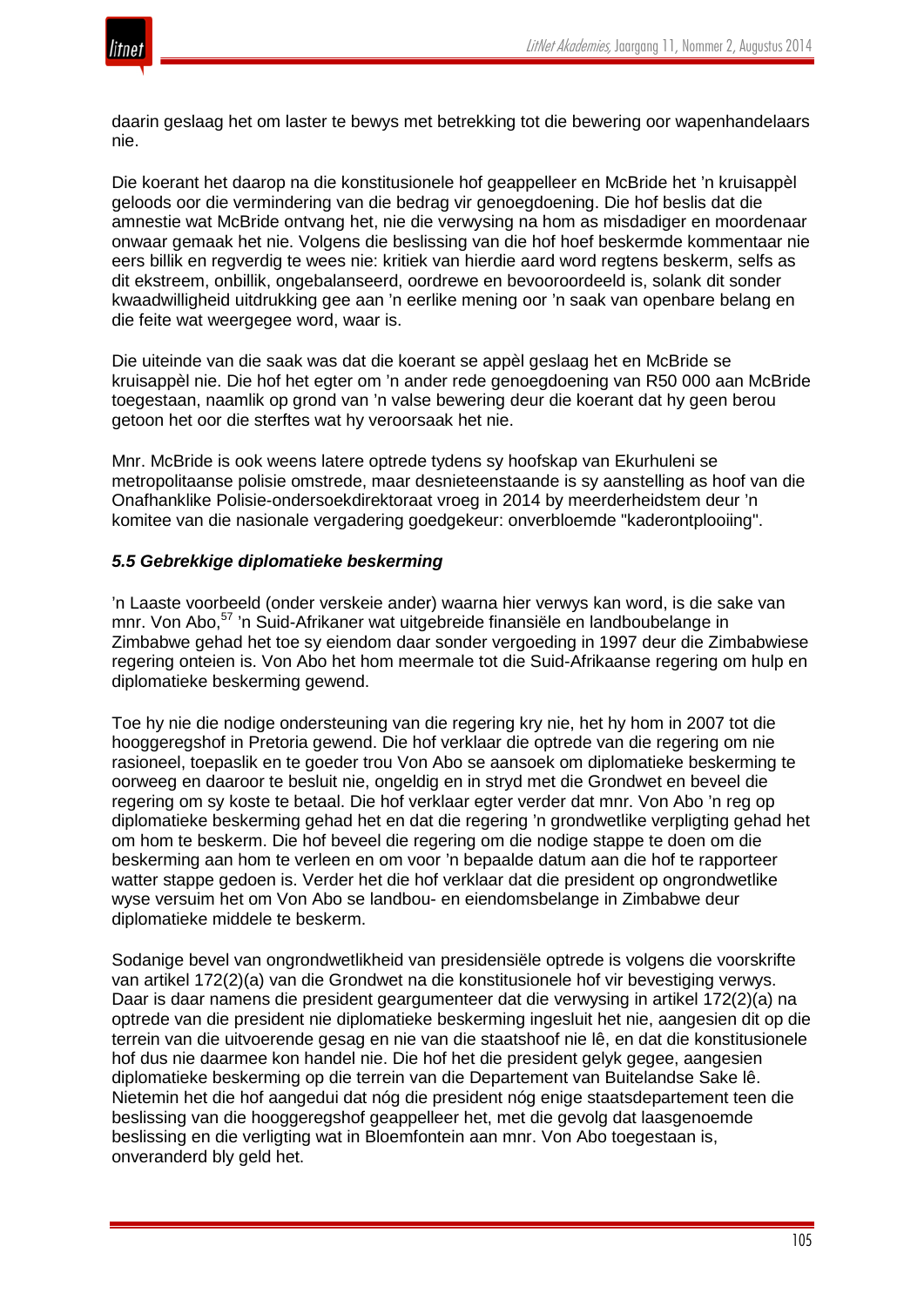daarin geslaag het om laster te bewys met betrekking tot die bewering oor wapenhandelaars nie.

Die koerant het daarop na die konstitusionele hof geappelleer en McBride het ’n kruisappèl geloods oor die vermindering van die bedrag vir genoegdoening. Die hof beslis dat die amnestie wat McBride ontvang het, nie die verwysing na hom as misdadiger en moordenaar onwaar gemaak het nie. Volgens die beslissing van die hof hoef beskermde kommentaar nie eers billik en regverdig te wees nie: kritiek van hierdie aard word regtens beskerm, selfs as dit ekstreem, onbillik, ongebalanseerd, oordrewe en bevooroordeeld is, solank dit sonder kwaadwilligheid uitdrukking gee aan ’n eerlike mening oor ’n saak van openbare belang en die feite wat weergegee word, waar is.

Die uiteinde van die saak was dat die koerant se appèl geslaag het en McBride se kruisappèl nie. Die hof het egter om ’n ander rede genoegdoening van R50 000 aan McBride toegestaan, naamlik op grond van ’n valse bewering deur die koerant dat hy geen berou getoon het oor die sterftes wat hy veroorsaak het nie.

Mnr. McBride is ook weens latere optrede tydens sy hoofskap van Ekurhuleni se metropolitaanse polisie omstrede, maar desnieteenstaande is sy aanstelling as hoof van die Onafhanklike Polisie-ondersoekdirektoraat vroeg in 2014 by meerderheidstem deur ’n komitee van die nasionale vergadering goedgekeur: onverbloemde "kaderontplooiing".

### *5.5 Gebrekkige diplomatieke beskerming*

’n Laaste voorbeeld (onder verskeie ander) waarna hier verwys kan word, is die sake van mnr. Von Abo,[57] ’n Suid-Afrikaner wat uitgebreide finansiële en landboubelange in Zimbabwe gehad het toe sy eiendom daar sonder vergoeding in 1997 deur die Zimbabwiese regering onteien is. Von Abo het hom meermale tot die Suid-Afrikaanse regering om hulp en diplomatieke beskerming gewend.

Toe hy nie die nodige ondersteuning van die regering kry nie, het hy hom in 2007 tot die hooggeregshof in Pretoria gewend. Die hof verklaar die optrede van die regering om nie rasioneel, toepaslik en te goeder trou Von Abo se aansoek om diplomatieke beskerming te oorweeg en daaroor te besluit nie, ongeldig en in stryd met die Grondwet en beveel die regering om sy koste te betaal. Die hof verklaar egter verder dat mnr. Von Abo ’n reg op diplomatieke beskerming gehad het en dat die regering ’n grondwetlike verpligting gehad het om hom te beskerm. Die hof beveel die regering om die nodige stappe te doen om die beskerming aan hom te verleen en om voor ’n bepaalde datum aan die hof te rapporteer watter stappe gedoen is. Verder het die hof verklaar dat die president op ongrondwetlike wyse versuim het om Von Abo se landbou- en eiendomsbelange in Zimbabwe deur diplomatieke middele te beskerm.

Sodanige bevel van ongrondwetlikheid van presidensiële optrede is volgens die voorskrifte van artikel 172(2)(a) van die Grondwet na die konstitusionele hof vir bevestiging verwys. Daar is daar namens die president geargumenteer dat die verwysing in artikel 172(2)(a) na optrede van die president nie diplomatieke beskerming ingesluit het nie, aangesien dit op die terrein van die uitvoerende gesag en nie van die staatshoof nie lê, en dat die konstitusionele hof dus nie daarmee kon handel nie. Die hof het die president gelyk gegee, aangesien diplomatieke beskerming op die terrein van die Departement van Buitelandse Sake lê. Nietemin het die hof aangedui dat nóg die president nóg enige staatsdepartement teen die beslissing van die hooggeregshof geappelleer het, met die gevolg dat laasgenoemde beslissing en die verligting wat in Bloemfontein aan mnr. Von Abo toegestaan is, onveranderd bly geld het.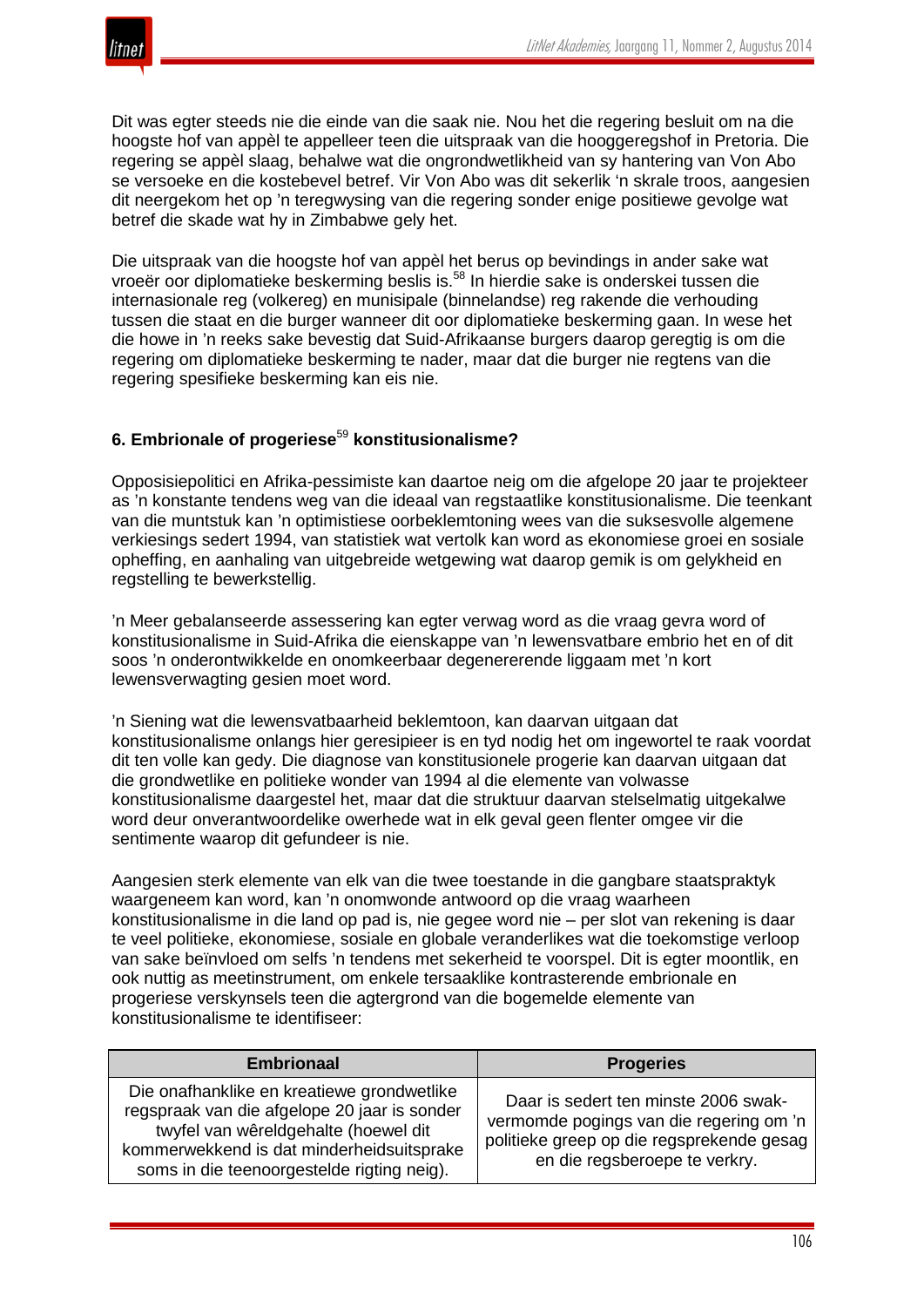Dit was egter steeds nie die einde van die saak nie. Nou het die regering besluit om na die hoogste hof van appèl te appelleer teen die uitspraak van die hooggeregshof in Pretoria. Die regering se appèl slaag, behalwe wat die ongrondwetlikheid van sy hantering van Von Abo se versoeke en die kostebevel betref. Vir Von Abo was dit sekerlik 'n skrale troos, aangesien dit neergekom het op 'n teregwysing van die regering sonder enige positiewe gevolge wat betref die skade wat hy in Zimbabwe gely het.

Die uitspraak van die hoogste hof van appèl het berus op bevindings in ander sake wat vroeër oor diplomatieke beskerming beslis is.[58] In hierdie sake is onderskei tussen die internasionale reg (volkereg) en munisipale (binnelandse) reg rakende die verhouding tussen die staat en die burger wanneer dit oor diplomatieke beskerming gaan. In wese het die howe in 'n reeks sake bevestig dat Suid-Afrikaanse burgers daarop geregtig is om die regering om diplomatieke beskerming te nader, maar dat die burger nie regtens van die regering spesifieke beskerming kan eis nie.

## 6. Embrionale of progeriese[59] konstitusionalisme?

Opposisiepolitici en Afrika-pessimiste kan daartoe neig om die afgelope 20 jaar te projekteer as 'n konstante tendens weg van die ideaal van regstaatlike konstitusionalisme. Die teenkant van die muntstuk kan 'n optimistiese oorbeklemtoning wees van die suksesvolle algemene verkiesings sedert 1994, van statistiek wat vertolk kan word as ekonomiese groei en sosiale opheffing, en aanhaling van uitgebreide wetgewing wat daarop gemik is om gelykheid en regstelling te bewerkstellig.

'n Meer gebalanseerde assessering kan egter verwag word as die vraag gevra word of konstitusionalisme in Suid-Afrika die eienskappe van 'n lewensvatbare embrio het en of dit soos 'n onderontwikkelde en onomkeerbaar degenererende liggaam met 'n kort lewensverwagting gesien moet word.

'n Siening wat die lewensvatbaarheid beklemtoon, kan daarvan uitgaan dat konstitusionalisme onlangs hier geresipieer is en tyd nodig het om ingewortel te raak voordat dit ten volle kan gedy. Die diagnose van konstitusionele progerie kan daarvan uitgaan dat die grondwetlike en politieke wonder van 1994 al die elemente van volwasse konstitusionalisme daargestel het, maar dat die struktuur daarvan stelselmatig uitgekalwe word deur onverantwoordelike owerhede wat in elk geval geen flenter omgee vir die sentimente waarop dit gefundeer is nie.

Aangesien sterk elemente van elk van die twee toestande in die gangbare staatspraktyk waargeneem kan word, kan 'n onomwonde antwoord op die vraag waarheen konstitusionalisme in die land op pad is, nie gegee word nie – per slot van rekening is daar te veel politieke, ekonomiese, sosiale en globale veranderlikes wat die toekomstige verloop van sake beïnvloed om selfs 'n tendens met sekerheid te voorspel. Dit is egter moontlik, en ook nuttig as meetinstrument, om enkele tersaaklike kontrasterende embrionale en progeriese verskynsels teen die agtergrond van die bogemelde elemente van konstitusionalisme te identifiseer:

| Embrionaal | Progeries |
|---|---|
| Die onafhanklike en kreatiewe grondwetlike regspraak van die afgelope 20 jaar is sonder twyfel van wêreldgehalte (hoewel dit kommerwekkend is dat minderheidsuitsprake soms in die teenoorgestelde rigting neig). | Daar is sedert ten minste 2006 swak-vermomde pogings van die regering om 'n politieke greep op die regsprekende gesag en die regsberoepe te verkry. |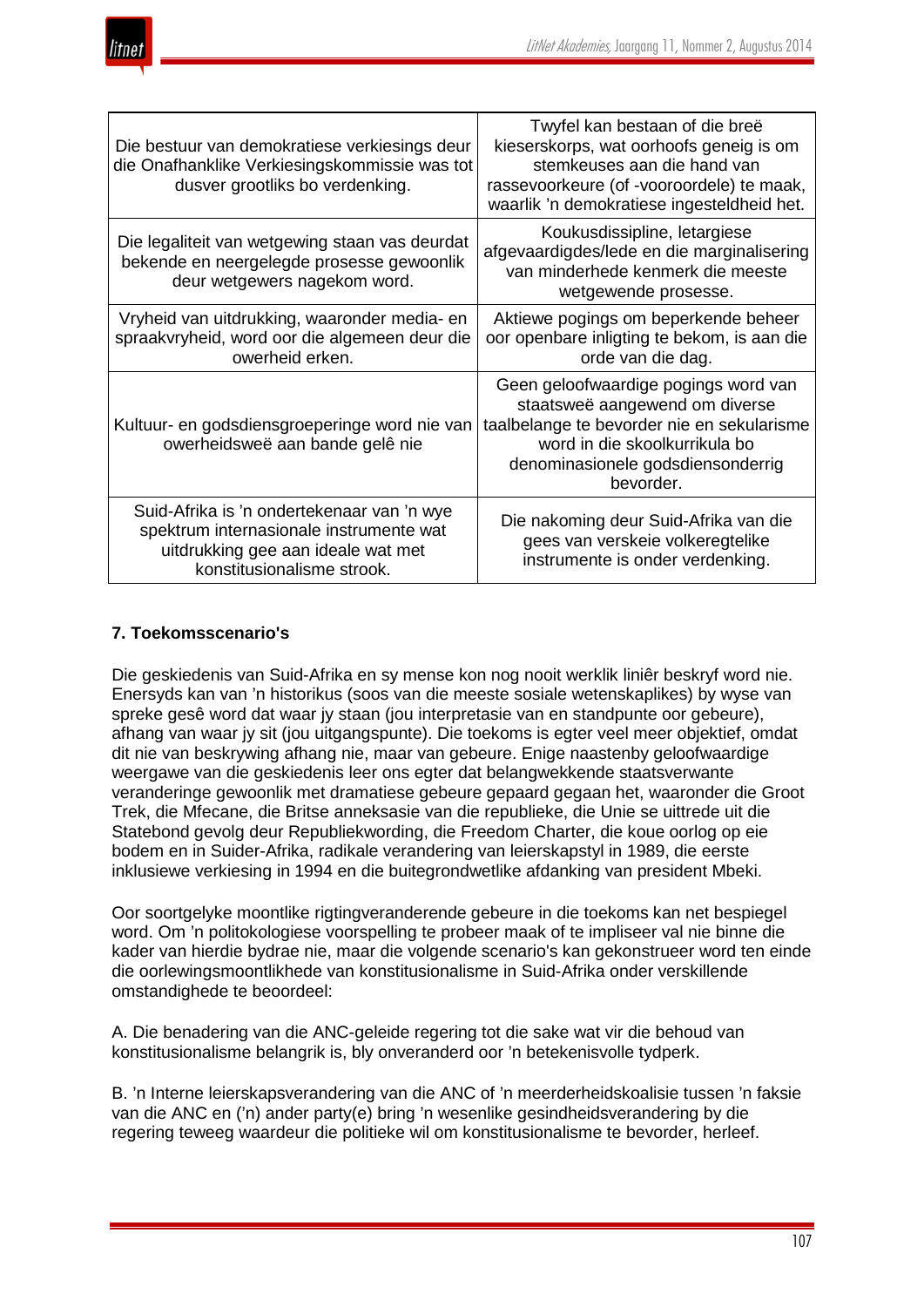| | |
|---|---|
| Die bestuur van demokratiese verkiesings deur die Onafhanklike Verkiesingskommissie was tot dusver grootliks bo verdenking. | Twyfel kan bestaan of die breë kieserskorps, wat oorhoofs geneig is om stemkeuses aan die hand van rassevoorkeure (of -vooroordele) te maak, waarlik 'n demokratiese ingesteldheid het. |
| Die legaliteit van wetgewing staan vas deurdat bekende en neergelegde prosesse gewoonlik deur wetgewers nagekom word. | Koukusdissipline, letargiese afgevaardigdes/lede en die marginalisering van minderhede kenmerk die meeste wetgewende prosesse. |
| Vryheid van uitdrukking, waaronder media- en spraakvryheid, word oor die algemeen deur die owerheid erken. | Aktiewe pogings om beperkende beheer oor openbare inligting te bekom, is aan die orde van die dag. |
| Kultuur- en godsdiensgroeperinge word nie van owerheidsweë aan bande gelê nie | Geen geloofwaardige pogings word van staatsweë aangewend om diverse taalbelange te bevorder nie en sekularisme word in die skoolkurrikula bo denominasionele godsdiensonderrig bevorder. |
| Suid-Afrika is 'n ondertekenaar van 'n wye spektrum internasionale instrumente wat uitdrukking gee aan ideale wat met konstitusionalisme strook. | Die nakoming deur Suid-Afrika van die gees van verskeie volkeregtelike instrumente is onder verdenking. |

## 7. Toekomsscenario's

Die geskiedenis van Suid-Afrika en sy mense kon nog nooit werklik liniêr beskryf word nie. Enersyds kan van 'n historikus (soos van die meeste sosiale wetenskaplikes) by wyse van spreke gesê word dat waar jy staan (jou interpretasie van en standpunte oor gebeure), afhang van waar jy sit (jou uitgangspunte). Die toekoms is egter veel meer objektief, omdat dit nie van beskrywing afhang nie, maar van gebeure. Enige naastenby geloofwaardige weergawe van die geskiedenis leer ons egter dat belangwekkende staatsverwante veranderinge gewoonlik met dramatiese gebeure gepaard gegaan het, waaronder die Groot Trek, die Mfecane, die Britse anneksasie van die republieke, die Unie se uittrede uit die Statebond gevolg deur Republiekwording, die Freedom Charter, die koue oorlog op eie bodem en in Suider-Afrika, radikale verandering van leierskapstyl in 1989, die eerste inklusiewe verkiesing in 1994 en die buitegrondwetlike afdanking van president Mbeki.

Oor soortgelyke moontlike rigtingveranderende gebeure in die toekoms kan net bespiegel word. Om 'n politokologiese voorspelling te probeer maak of te impliseer val nie binne die kader van hierdie bydrae nie, maar die volgende scenario's kan gekonstrueer word ten einde die oorlewingsmoontlikhede van konstitusionalisme in Suid-Afrika onder verskillende omstandighede te beoordeel:

A. Die benadering van die ANC-geleide regering tot die sake wat vir die behoud van konstitusionalisme belangrik is, bly onveranderd oor 'n betekenisvolle tydperk.

B. 'n Interne leierskapsverandering van die ANC of 'n meerderheidskoalisie tussen 'n faksie van die ANC en ('n) ander party(e) bring 'n wesenlike gesindheidsverandering by die regering teweeg waardeur die politieke wil om konstitusionalisme te bevorder, herleef.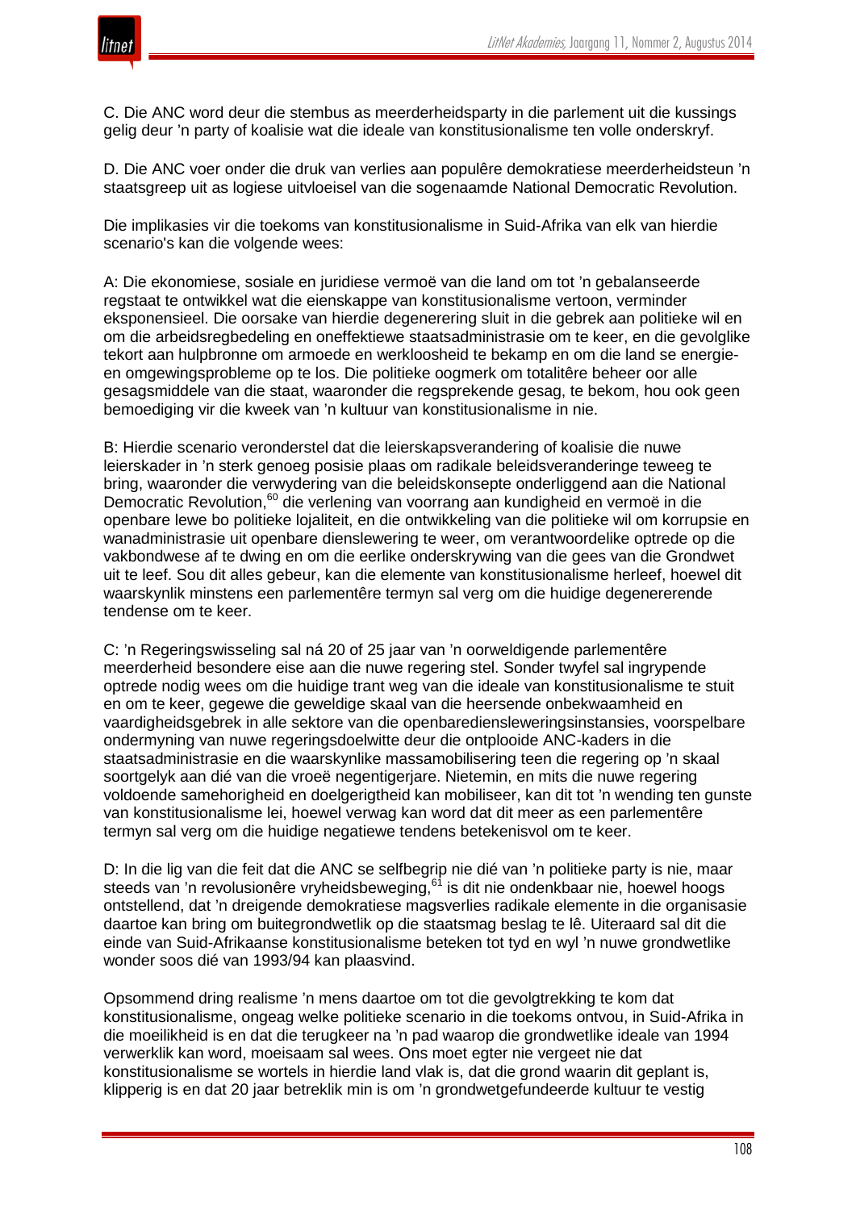C. Die ANC word deur die stembus as meerderheidsparty in die parlement uit die kussings gelig deur ’n party of koalisie wat die ideale van konstitusionalisme ten volle onderskryf.

D. Die ANC voer onder die druk van verlies aan populêre demokratiese meerderheidsteun ’n staatsgreep uit as logiese uitvloeisel van die sogenaamde National Democratic Revolution.

Die implikasies vir die toekoms van konstitusionalisme in Suid-Afrika van elk van hierdie scenario's kan die volgende wees:

A: Die ekonomiese, sosiale en juridiese vermoë van die land om tot ’n gebalanseerde regstaat te ontwikkel wat die eienskappe van konstitusionalisme vertoon, verminder eksponensieel. Die oorsake van hierdie degenerering sluit in die gebrek aan politieke wil en om die arbeidsregbedeling en oneffektiewe staatsadministrasie om te keer, en die gevolglike tekort aan hulpbronne om armoede en werkloosheid te bekamp en om die land se energie- en omgewingsprobleme op te los. Die politieke oogmerk om totalitêre beheer oor alle gesagsmiddele van die staat, waaronder die regsprekende gesag, te bekom, hou ook geen bemoediging vir die kweek van ’n kultuur van konstitusionalisme in nie.

B: Hierdie scenario veronderstel dat die leierskapsverandering of koalisie die nuwe leierskader in ’n sterk genoeg posisie plaas om radikale beleidsveranderinge teweeg te bring, waaronder die verwydering van die beleidskonsepte onderliggend aan die National Democratic Revolution,[60] die verlening van voorrang aan kundigheid en vermoë in die openbare lewe bo politieke lojaliteit, en die ontwikkeling van die politieke wil om korrupsie en wanadministrasie uit openbare dienslewering te weer, om verantwoordelike optrede op die vakbondwese af te dwing en om die eerlike onderskrywing van die gees van die Grondwet uit te leef. Sou dit alles gebeur, kan die elemente van konstitusionalisme herleef, hoewel dit waarskynlik minstens een parlementêre termyn sal verg om die huidige degenererende tendense om te keer.

C: ’n Regeringswisseling sal ná 20 of 25 jaar van ’n oorweldigende parlementêre meerderheid besondere eise aan die nuwe regering stel. Sonder twyfel sal ingrypende optrede nodig wees om die huidige trant weg van die ideale van konstitusionalisme te stuit en om te keer, gegewe die geweldige skaal van die heersende onbekwaamheid en vaardigheidsgebrek in alle sektore van die openbarediensleweringsinstansies, voorspelbare ondermyning van nuwe regeringsdoelwitte deur die ontplooide ANC-kaders in die staatsadministrasie en die waarskynlike massamobilisering teen die regering op ’n skaal soortgelyk aan dié van die vroeë negentigerjare. Nietemin, en mits die nuwe regering voldoende samehorigheid en doelgerigtheid kan mobiliseer, kan dit tot ’n wending ten gunste van konstitusionalisme lei, hoewel verwag kan word dat dit meer as een parlementêre termyn sal verg om die huidige negatiewe tendens betekenisvol om te keer.

D: In die lig van die feit dat die ANC se selfbegrip nie dié van ’n politieke party is nie, maar steeds van ’n revolusionêre vryheidsbeweging,[61] is dit nie ondenkbaar nie, hoewel hoogs ontstellend, dat ’n dreigende demokratiese magsverlies radikale elemente in die organisasie daartoe kan bring om buitegrondwetlik op die staatsmag beslag te lê. Uiteraard sal dit die einde van Suid-Afrikaanse konstitusionalisme beteken tot tyd en wyl ’n nuwe grondwetlike wonder soos dié van 1993/94 kan plaasvind.

Opsommend dring realisme ’n mens daartoe om tot die gevolgtrekking te kom dat konstitusionalisme, ongeag welke politieke scenario in die toekoms ontvou, in Suid-Afrika in die moeilikheid is en dat die terugkeer na ’n pad waarop die grondwetlike ideale van 1994 verwerklik kan word, moeisaam sal wees. Ons moet egter nie vergeet nie dat konstitusionalisme se wortels in hierdie land vlak is, dat die grond waarin dit geplant is, klipperig is en dat 20 jaar betreklik min is om ’n grondwetgefundeerde kultuur te vestig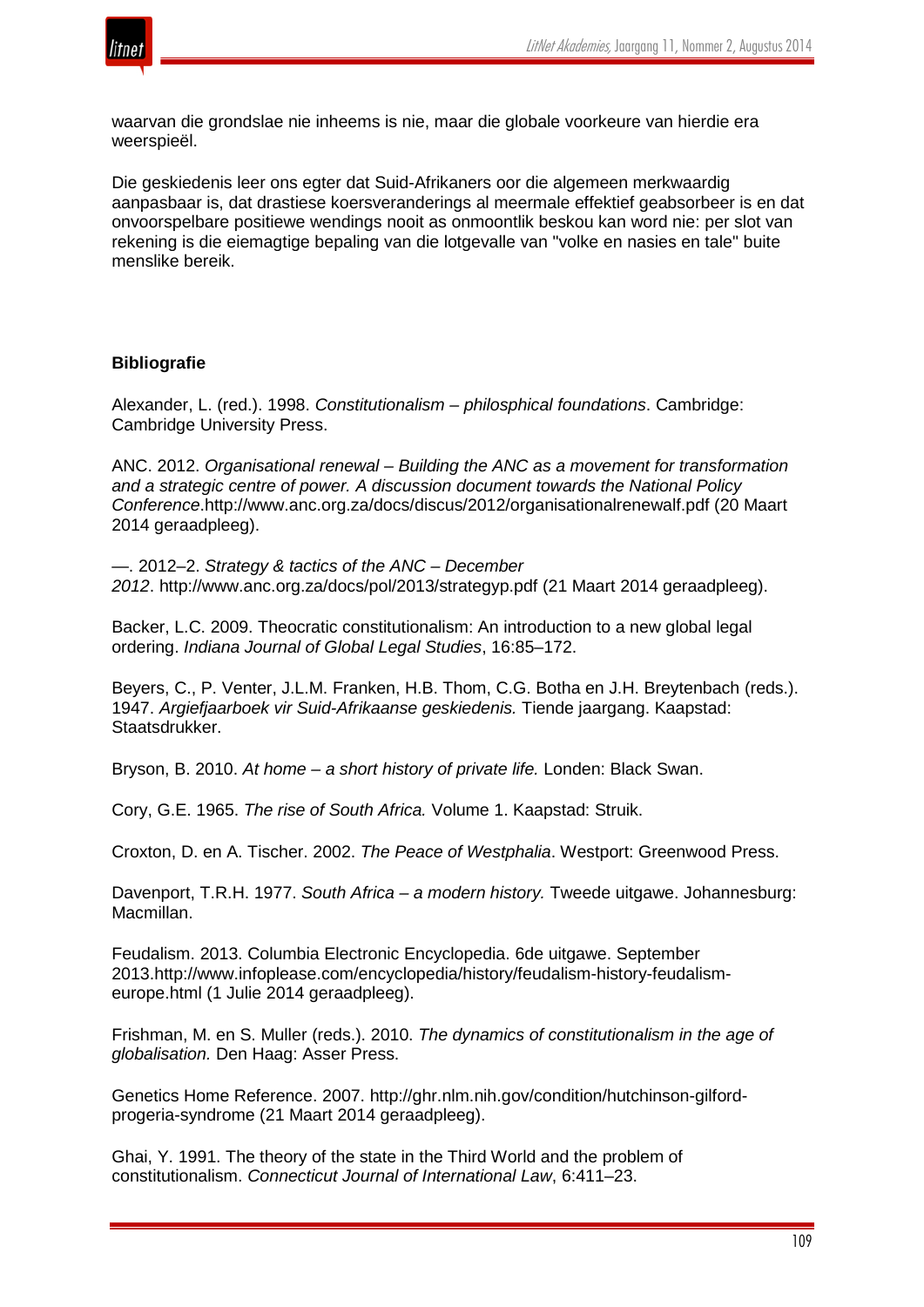waarvan die grondslae nie inheems is nie, maar die globale voorkeure van hierdie era weerspieël.

Die geskiedenis leer ons egter dat Suid-Afrikaners oor die algemeen merkwaardig aanpasbaar is, dat drastiese koersveranderings al meermale effektief geabsorbeer is en dat onvoorspelbare positiewe wendings nooit as onmoontlik beskou kan word nie: per slot van rekening is die eiemagtige bepaling van die lotgevalle van "volke en nasies en tale" buite menslike bereik.

**Bibliografie**

Alexander, L. (red.). 1998. *Constitutionalism – philosphical foundations*. Cambridge: Cambridge University Press.

ANC. 2012. *Organisational renewal – Building the ANC as a movement for transformation and a strategic centre of power. A discussion document towards the National Policy Conference*.http://www.anc.org.za/docs/discus/2012/organisationalrenewalf.pdf (20 Maart 2014 geraadpleeg).

—. 2012–2. *Strategy & tactics of the ANC – December 2012*. http://www.anc.org.za/docs/pol/2013/strategyp.pdf (21 Maart 2014 geraadpleeg).

Backer, L.C. 2009. Theocratic constitutionalism: An introduction to a new global legal ordering. *Indiana Journal of Global Legal Studies*, 16:85–172.

Beyers, C., P. Venter, J.L.M. Franken, H.B. Thom, C.G. Botha en J.H. Breytenbach (reds.). 1947. *Argiefjaarboek vir Suid-Afrikaanse geskiedenis.* Tiende jaargang. Kaapstad: Staatsdrukker.

Bryson, B. 2010. *At home – a short history of private life.* Londen: Black Swan.

Cory, G.E. 1965. *The rise of South Africa.* Volume 1. Kaapstad: Struik.

Croxton, D. en A. Tischer. 2002. *The Peace of Westphalia*. Westport: Greenwood Press.

Davenport, T.R.H. 1977. *South Africa – a modern history.* Tweede uitgawe. Johannesburg: Macmillan.

Feudalism. 2013. Columbia Electronic Encyclopedia. 6de uitgawe. September 2013.http://www.infoplease.com/encyclopedia/history/feudalism-history-feudalism-europe.html (1 Julie 2014 geraadpleeg).

Frishman, M. en S. Muller (reds.). 2010. *The dynamics of constitutionalism in the age of globalisation.* Den Haag: Asser Press.

Genetics Home Reference. 2007. http://ghr.nlm.nih.gov/condition/hutchinson-gilford-progeria-syndrome (21 Maart 2014 geraadpleeg).

Ghai, Y. 1991. The theory of the state in the Third World and the problem of constitutionalism. *Connecticut Journal of International Law*, 6:411–23.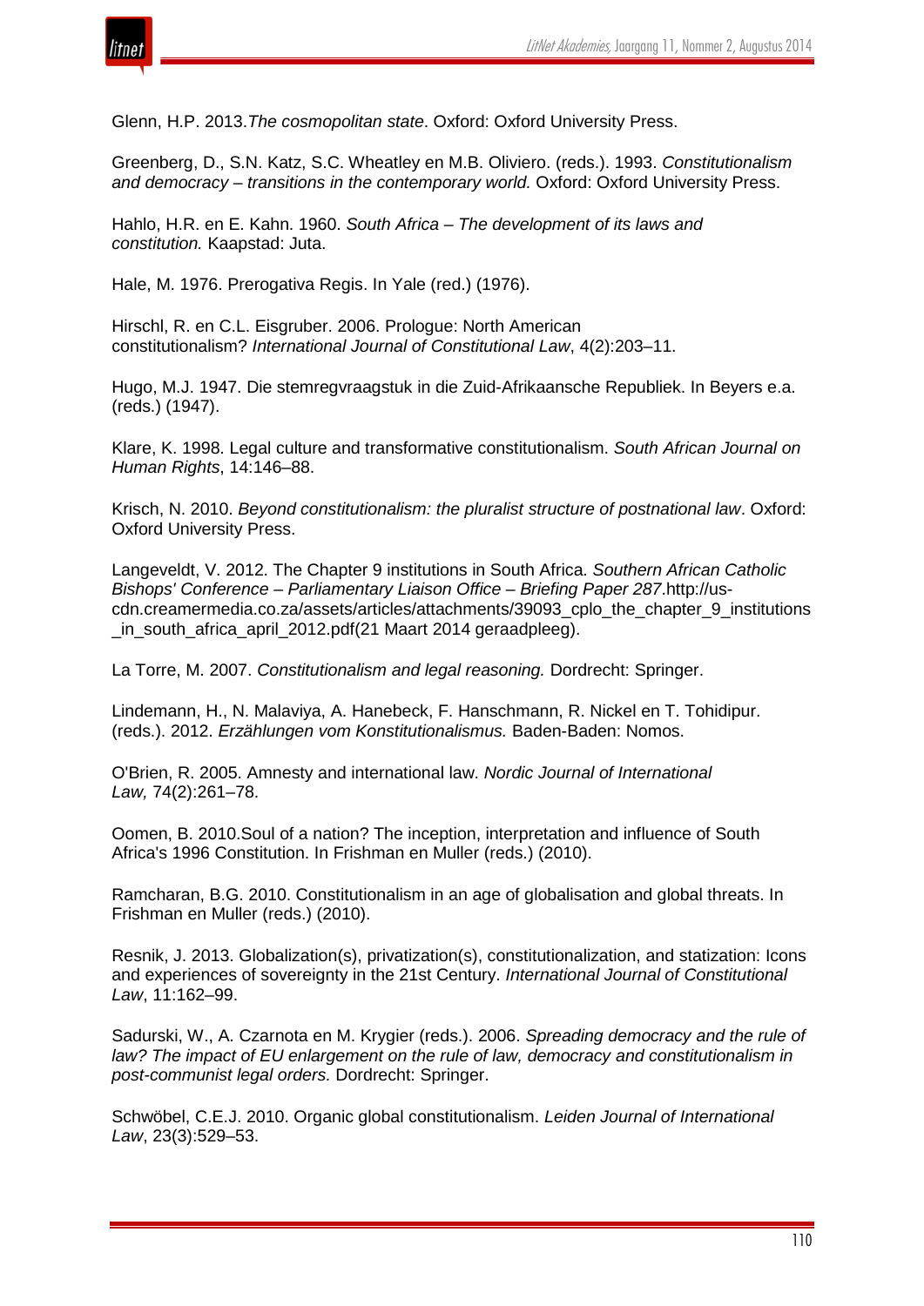Glenn, H.P. 2013.*The cosmopolitan state*. Oxford: Oxford University Press.

Greenberg, D., S.N. Katz, S.C. Wheatley en M.B. Oliviero. (reds.). 1993. *Constitutionalism and democracy – transitions in the contemporary world.* Oxford: Oxford University Press.

Hahlo, H.R. en E. Kahn. 1960. *South Africa – The development of its laws and constitution.* Kaapstad: Juta.

Hale, M. 1976. Prerogativa Regis. In Yale (red.) (1976).

Hirschl, R. en C.L. Eisgruber. 2006. Prologue: North American constitutionalism? *International Journal of Constitutional Law*, 4(2):203–11.

Hugo, M.J. 1947. Die stemregvraagstuk in die Zuid-Afrikaansche Republiek. In Beyers e.a. (reds.) (1947).

Klare, K. 1998. Legal culture and transformative constitutionalism. *South African Journal on Human Rights*, 14:146–88.

Krisch, N. 2010. *Beyond constitutionalism: the pluralist structure of postnational law*. Oxford: Oxford University Press.

Langeveldt, V. 2012. The Chapter 9 institutions in South Africa. *Southern African Catholic Bishops' Conference – Parliamentary Liaison Office – Briefing Paper 287*.http://us-cdn.creamermedia.co.za/assets/articles/attachments/39093_cplo_the_chapter_9_institutions_in_south_africa_april_2012.pdf(21 Maart 2014 geraadpleeg).

La Torre, M. 2007. *Constitutionalism and legal reasoning.* Dordrecht: Springer.

Lindemann, H., N. Malaviya, A. Hanebeck, F. Hanschmann, R. Nickel en T. Tohidipur. (reds.). 2012. *Erzählungen vom Konstitutionalismus.* Baden-Baden: Nomos.

O'Brien, R. 2005. Amnesty and international law. *Nordic Journal of International Law,* 74(2):261–78.

Oomen, B. 2010.Soul of a nation? The inception, interpretation and influence of South Africa's 1996 Constitution. In Frishman en Muller (reds.) (2010).

Ramcharan, B.G. 2010. Constitutionalism in an age of globalisation and global threats. In Frishman en Muller (reds.) (2010).

Resnik, J. 2013. Globalization(s), privatization(s), constitutionalization, and statization: Icons and experiences of sovereignty in the 21st Century. *International Journal of Constitutional Law*, 11:162–99.

Sadurski, W., A. Czarnota en M. Krygier (reds.). 2006. *Spreading democracy and the rule of law? The impact of EU enlargement on the rule of law, democracy and constitutionalism in post-communist legal orders.* Dordrecht: Springer.

Schwöbel, C.E.J. 2010. Organic global constitutionalism. *Leiden Journal of International Law*, 23(3):529–53.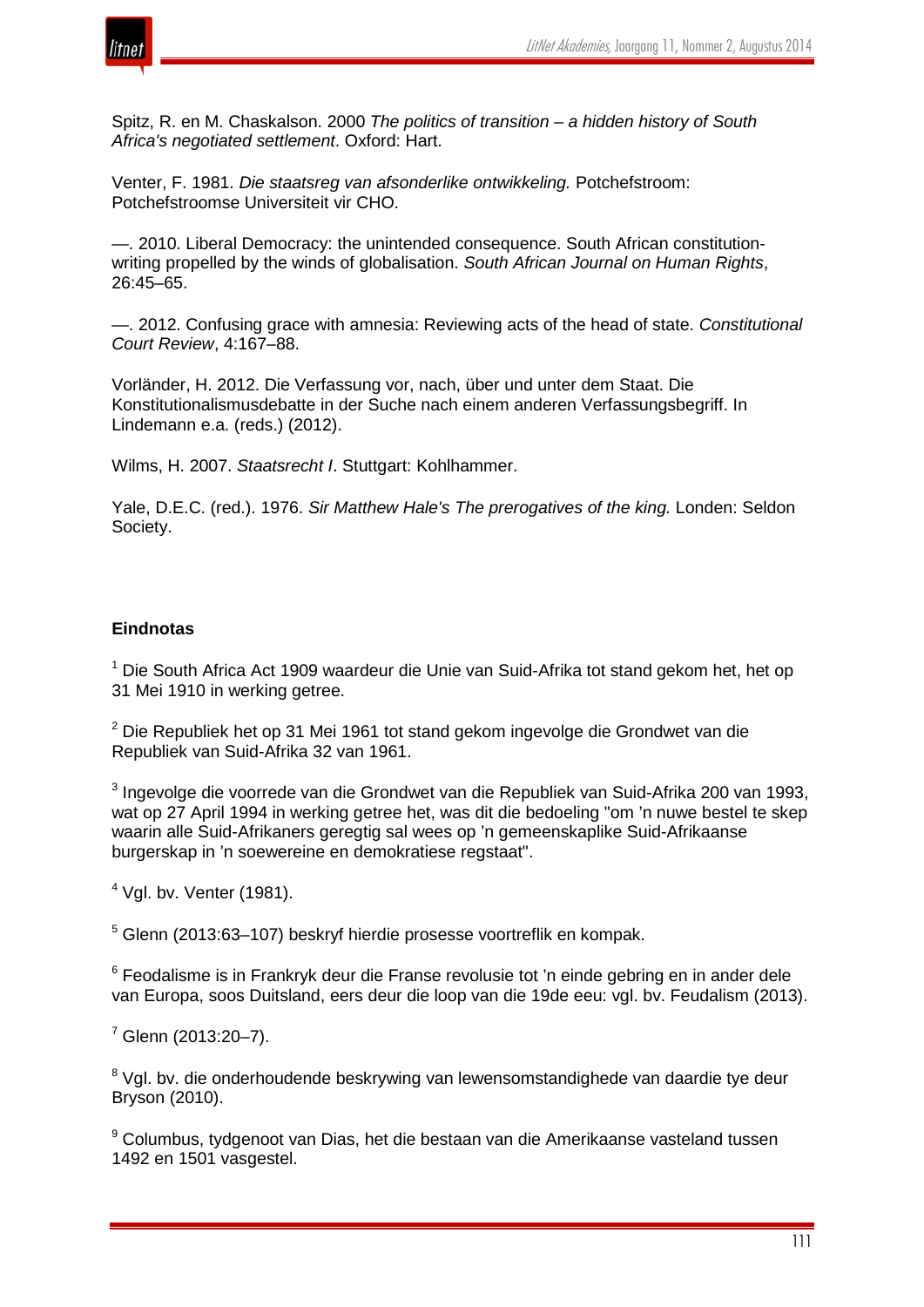Spitz, R. en M. Chaskalson. 2000 *The politics of transition – a hidden history of South Africa's negotiated settlement*. Oxford: Hart.

Venter, F. 1981. *Die staatsreg van afsonderlike ontwikkeling.* Potchefstroom: Potchefstroomse Universiteit vir CHO.

—. 2010. Liberal Democracy: the unintended consequence. South African constitution-writing propelled by the winds of globalisation. *South African Journal on Human Rights*, 26:45–65.

—. 2012. Confusing grace with amnesia: Reviewing acts of the head of state. *Constitutional Court Review*, 4:167–88.

Vorländer, H. 2012. Die Verfassung vor, nach, über und unter dem Staat. Die Konstitutionalismusdebatte in der Suche nach einem anderen Verfassungsbegriff. In Lindemann e.a. (reds.) (2012).

Wilms, H. 2007. *Staatsrecht I*. Stuttgart: Kohlhammer.

Yale, D.E.C. (red.). 1976. *Sir Matthew Hale's The prerogatives of the king.* Londen: Seldon Society.

**Eindnotas**

[1] Die South Africa Act 1909 waardeur die Unie van Suid-Afrika tot stand gekom het, het op 31 Mei 1910 in werking getree.

[2] Die Republiek het op 31 Mei 1961 tot stand gekom ingevolge die Grondwet van die Republiek van Suid-Afrika 32 van 1961.

[3] Ingevolge die voorrede van die Grondwet van die Republiek van Suid-Afrika 200 van 1993, wat op 27 April 1994 in werking getree het, was dit die bedoeling "om ’n nuwe bestel te skep waarin alle Suid-Afrikaners geregtig sal wees op ’n gemeenskaplike Suid-Afrikaanse burgerskap in ’n soewereine en demokratiese regstaat".

[4] Vgl. bv. Venter (1981).

[5] Glenn (2013:63–107) beskryf hierdie prosesse voortreflik en kompak.

[6] Feodalisme is in Frankryk deur die Franse revolusie tot ’n einde gebring en in ander dele van Europa, soos Duitsland, eers deur die loop van die 19de eeu: vgl. bv. Feudalism (2013).

[7] Glenn (2013:20–7).

[8] Vgl. bv. die onderhoudende beskrywing van lewensomstandighede van daardie tye deur Bryson (2010).

[9] Columbus, tydgenoot van Dias, het die bestaan van die Amerikaanse vasteland tussen 1492 en 1501 vasgestel.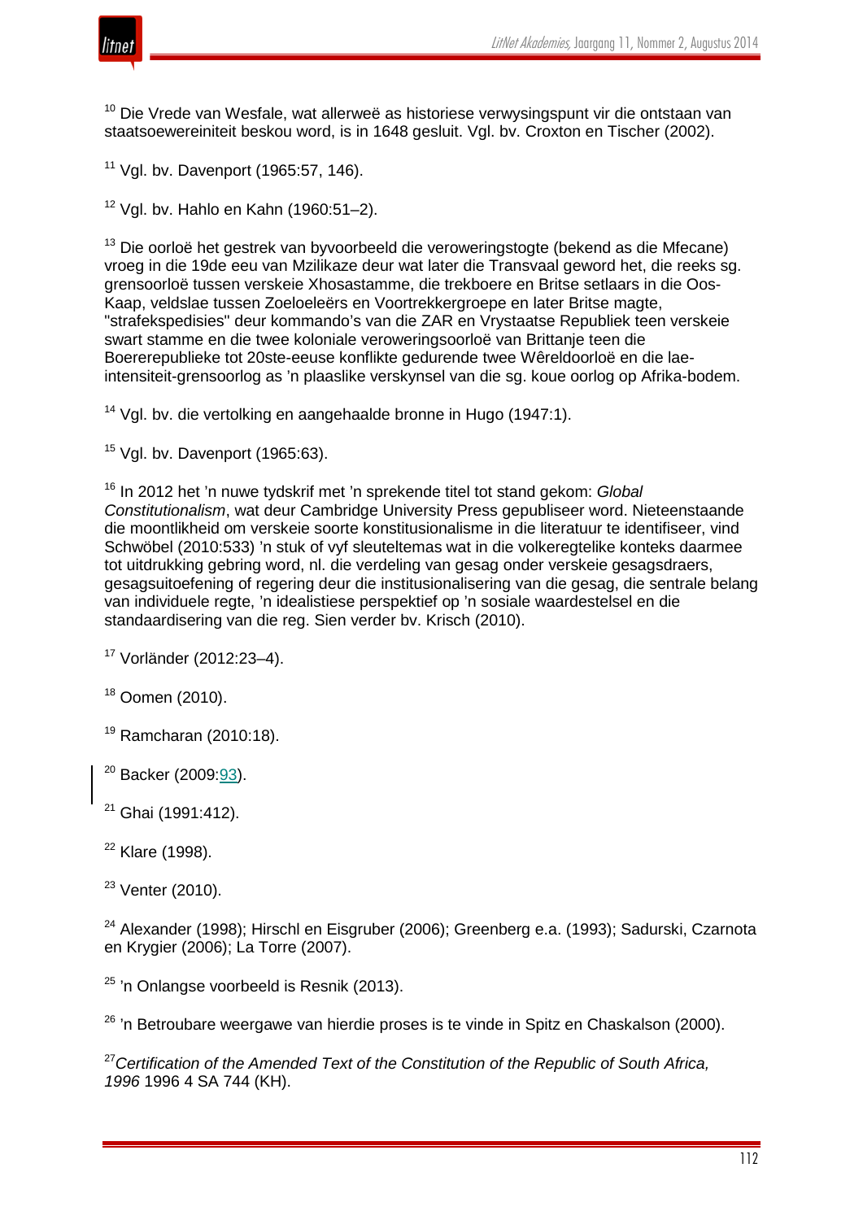[10] Die Vrede van Wesfale, wat allerweë as historiese verwysingspunt vir die ontstaan van staatsoewereiniteit beskou word, is in 1648 gesluit. Vgl. bv. Croxton en Tischer (2002).

[11] Vgl. bv. Davenport (1965:57, 146).

[12] Vgl. bv. Hahlo en Kahn (1960:51–2).

[13] Die oorloë het gestrek van byvoorbeeld die veroweringstogte (bekend as die Mfecane) vroeg in die 19de eeu van Mzilikaze deur wat later die Transvaal geword het, die reeks sg. grensoorloë tussen verskeie Xhosastamme, die trekboere en Britse setlaars in die Oos-Kaap, veldslae tussen Zoeloeleërs en Voortrekkergroepe en later Britse magte, "strafekspedisies" deur kommando's van die ZAR en Vrystaatse Republiek teen verskeie swart stamme en die twee koloniale veroweringsoorloë van Brittanje teen die Boererepublieke tot 20ste-eeuse konflikte gedurende twee Wêreldoorloë en die lae-intensiteit-grensoorlog as 'n plaaslike verskynsel van die sg. koue oorlog op Afrika-bodem.

[14] Vgl. bv. die vertolking en aangehaalde bronne in Hugo (1947:1).

[15] Vgl. bv. Davenport (1965:63).

[16] In 2012 het 'n nuwe tydskrif met 'n sprekende titel tot stand gekom: *Global Constitutionalism*, wat deur Cambridge University Press gepubliseer word. Nieteenstaande die moontlikheid om verskeie soorte konstitusionalisme in die literatuur te identifiseer, vind Schwöbel (2010:533) 'n stuk of vyf sleuteltemas wat in die volkeregtelike konteks daarmee tot uitdrukking gebring word, nl. die verdeling van gesag onder verskeie gesagsdraers, gesagsuitoefening of regering deur die institusionalisering van die gesag, die sentrale belang van individuele regte, 'n idealistiese perspektief op 'n sosiale waardestelsel en die standaardisering van die reg. Sien verder bv. Krisch (2010).

[17] Vorländer (2012:23–4).

[18] Oomen (2010).

[19] Ramcharan (2010:18).

[20] Backer (2009:93).

[21] Ghai (1991:412).

[22] Klare (1998).

[23] Venter (2010).

[24] Alexander (1998); Hirschl en Eisgruber (2006); Greenberg e.a. (1993); Sadurski, Czarnota en Krygier (2006); La Torre (2007).

[25] 'n Onlangse voorbeeld is Resnik (2013).

[26] 'n Betroubare weergawe van hierdie proses is te vinde in Spitz en Chaskalson (2000).

[27] *Certification of the Amended Text of the Constitution of the Republic of South Africa, 1996* 1996 4 SA 744 (KH).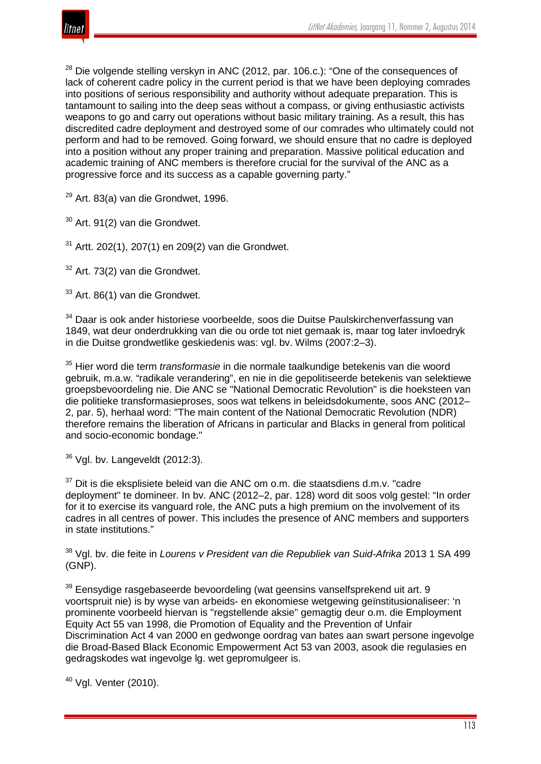[28] Die volgende stelling verskyn in ANC (2012, par. 106.c.): "One of the consequences of lack of coherent cadre policy in the current period is that we have been deploying comrades into positions of serious responsibility and authority without adequate preparation. This is tantamount to sailing into the deep seas without a compass, or giving enthusiastic activists weapons to go and carry out operations without basic military training. As a result, this has discredited cadre deployment and destroyed some of our comrades who ultimately could not perform and had to be removed. Going forward, we should ensure that no cadre is deployed into a position without any proper training and preparation. Massive political education and academic training of ANC members is therefore crucial for the survival of the ANC as a progressive force and its success as a capable governing party."

[29] Art. 83(a) van die Grondwet, 1996.

[30] Art. 91(2) van die Grondwet.

[31] Artt. 202(1), 207(1) en 209(2) van die Grondwet.

[32] Art. 73(2) van die Grondwet.

[33] Art. 86(1) van die Grondwet.

[34] Daar is ook ander historiese voorbeelde, soos die Duitse Paulskirchenverfassung van 1849, wat deur onderdrukking van die ou orde tot niet gemaak is, maar tog later invloedryk in die Duitse grondwetlike geskiedenis was: vgl. bv. Wilms (2007:2–3).

[35] Hier word die term *transformasie* in die normale taalkundige betekenis van die woord gebruik, m.a.w. "radikale verandering", en nie in die gepolitiseerde betekenis van selektiewe groepsbevoordeling nie. Die ANC se "National Democratic Revolution" is die hoeksteen van die politieke transformasieproses, soos wat telkens in beleidsdokumente, soos ANC (2012–2, par. 5), herhaal word: "The main content of the National Democratic Revolution (NDR) therefore remains the liberation of Africans in particular and Blacks in general from political and socio-economic bondage."

[36] Vgl. bv. Langeveldt (2012:3).

[37] Dit is die eksplisiete beleid van die ANC om o.m. die staatsdiens d.m.v. "cadre deployment" te domineer. In bv. ANC (2012–2, par. 128) word dit soos volg gestel: "In order for it to exercise its vanguard role, the ANC puts a high premium on the involvement of its cadres in all centres of power. This includes the presence of ANC members and supporters in state institutions."

[38] Vgl. bv. die feite in *Lourens v President van die Republiek van Suid-Afrika* 2013 1 SA 499 (GNP).

[39] Eensydige rasgebaseerde bevoordeling (wat geensins vanselfsprekend uit art. 9 voortspruit nie) is by wyse van arbeids- en ekonomiese wetgewing geïnstitusionaliseer: 'n prominente voorbeeld hiervan is "regstellende aksie" gemagtig deur o.m. die Employment Equity Act 55 van 1998, die Promotion of Equality and the Prevention of Unfair Discrimination Act 4 van 2000 en gedwonge oordrag van bates aan swart persone ingevolge die Broad-Based Black Economic Empowerment Act 53 van 2003, asook die regulasies en gedragskodes wat ingevolge lg. wet gepromulgeer is.

[40] Vgl. Venter (2010).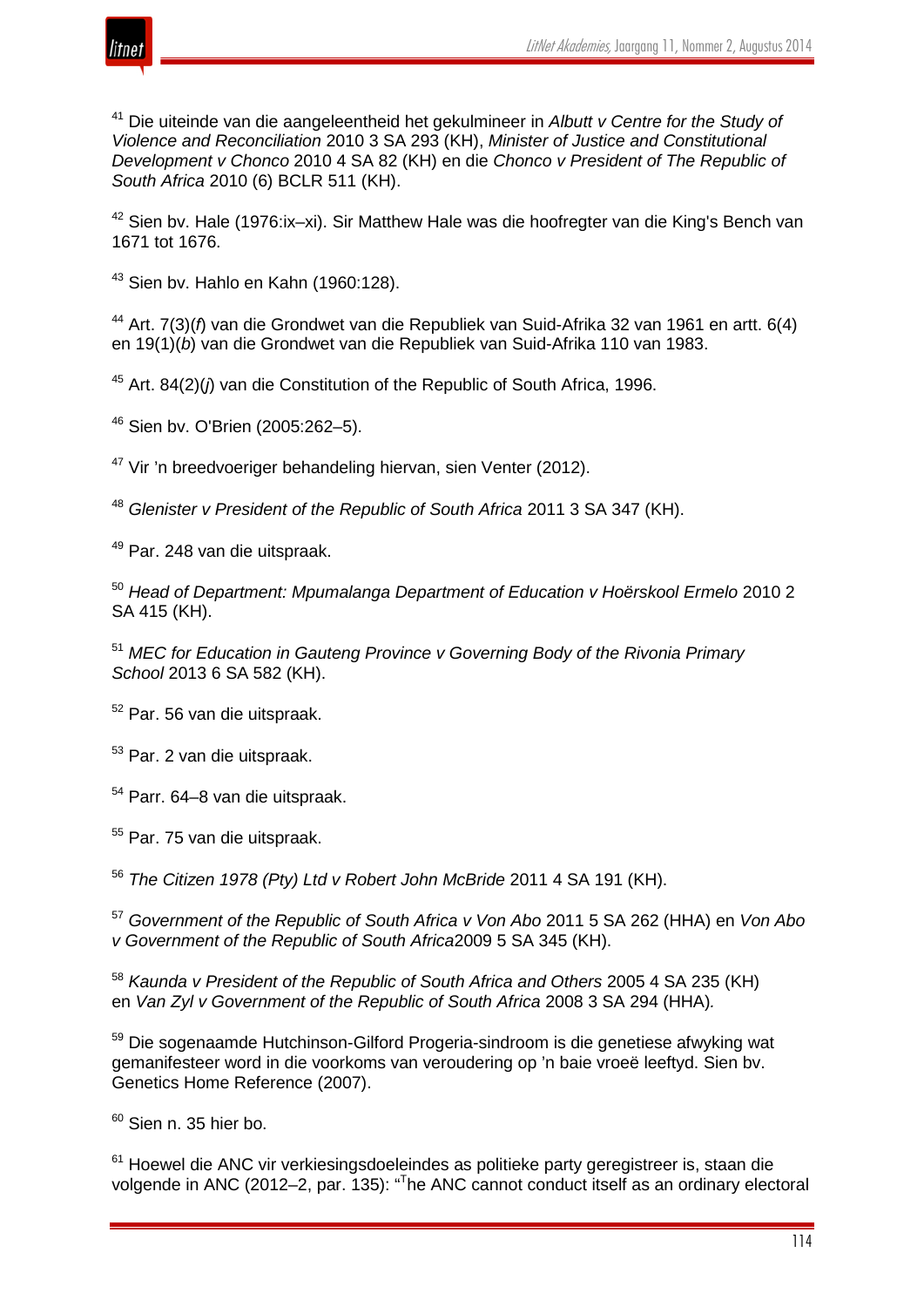[41] Die uiteinde van die aangeleentheid het gekulmineer in *Albutt v Centre for the Study of Violence and Reconciliation* 2010 3 SA 293 (KH), *Minister of Justice and Constitutional Development v Chonco* 2010 4 SA 82 (KH) en die *Chonco v President of The Republic of South Africa* 2010 (6) BCLR 511 (KH).

[42] Sien bv. Hale (1976:ix–xi). Sir Matthew Hale was die hoofregter van die King's Bench van 1671 tot 1676.

[43] Sien bv. Hahlo en Kahn (1960:128).

[44] Art. 7(3)(*f*) van die Grondwet van die Republiek van Suid-Afrika 32 van 1961 en artt. 6(4) en 19(1)(*b*) van die Grondwet van die Republiek van Suid-Afrika 110 van 1983.

[45] Art. 84(2)(*j*) van die Constitution of the Republic of South Africa, 1996.

[46] Sien bv. O'Brien (2005:262–5).

[47] Vir 'n breedvoeriger behandeling hiervan, sien Venter (2012).

[48] *Glenister v President of the Republic of South Africa* 2011 3 SA 347 (KH).

[49] Par. 248 van die uitspraak.

[50] *Head of Department: Mpumalanga Department of Education v Hoërskool Ermelo* 2010 2 SA 415 (KH).

[51] *MEC for Education in Gauteng Province v Governing Body of the Rivonia Primary School* 2013 6 SA 582 (KH).

[52] Par. 56 van die uitspraak.

[53] Par. 2 van die uitspraak.

[54] Parr. 64–8 van die uitspraak.

[55] Par. 75 van die uitspraak.

[56] *The Citizen 1978 (Pty) Ltd v Robert John McBride* 2011 4 SA 191 (KH).

[57] *Government of the Republic of South Africa v Von Abo* 2011 5 SA 262 (HHA) en *Von Abo v Government of the Republic of South Africa*2009 5 SA 345 (KH).

[58] *Kaunda v President of the Republic of South Africa and Others* 2005 4 SA 235 (KH) en *Van Zyl v Government of the Republic of South Africa* 2008 3 SA 294 (HHA).

[59] Die sogenaamde Hutchinson-Gilford Progeria-sindroom is die genetiese afwyking wat gemanifesteer word in die voorkoms van veroudering op 'n baie vroeë leeftyd. Sien bv. Genetics Home Reference (2007).

[60] Sien n. 35 hier bo.

[61] Hoewel die ANC vir verkiesingsdoeleindes as politieke party geregistreer is, staan die volgende in ANC (2012–2, par. 135): "The ANC cannot conduct itself as an ordinary electoral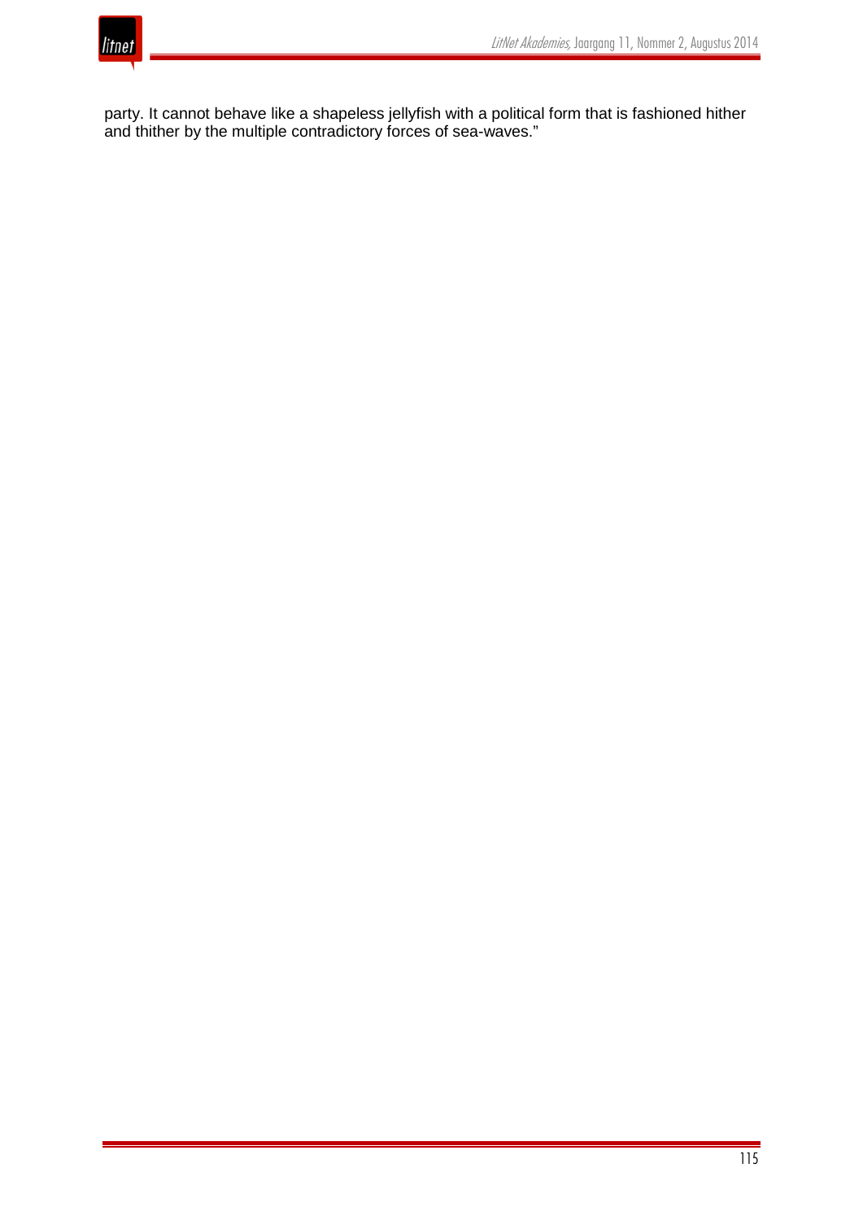party. It cannot behave like a shapeless jellyfish with a political form that is fashioned hither and thither by the multiple contradictory forces of sea-waves."